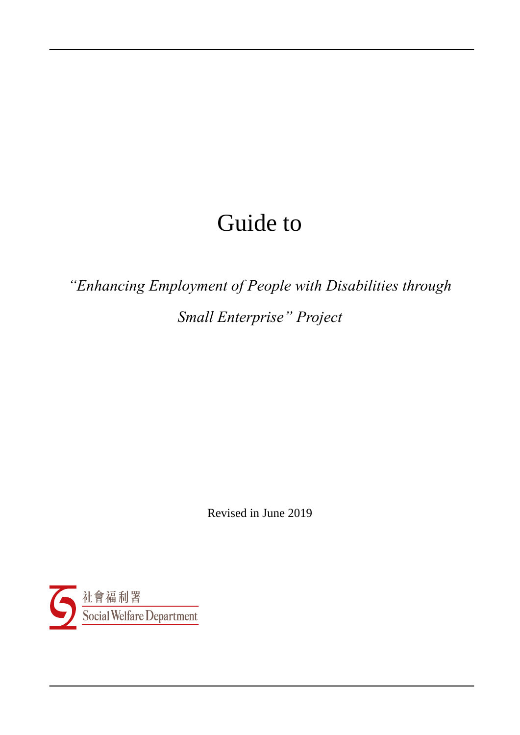# Guide to

*"Enhancing Employment of People with Disabilities through Small Enterprise" Project*

Revised in June 2019

社會福利署
Social Welfare Department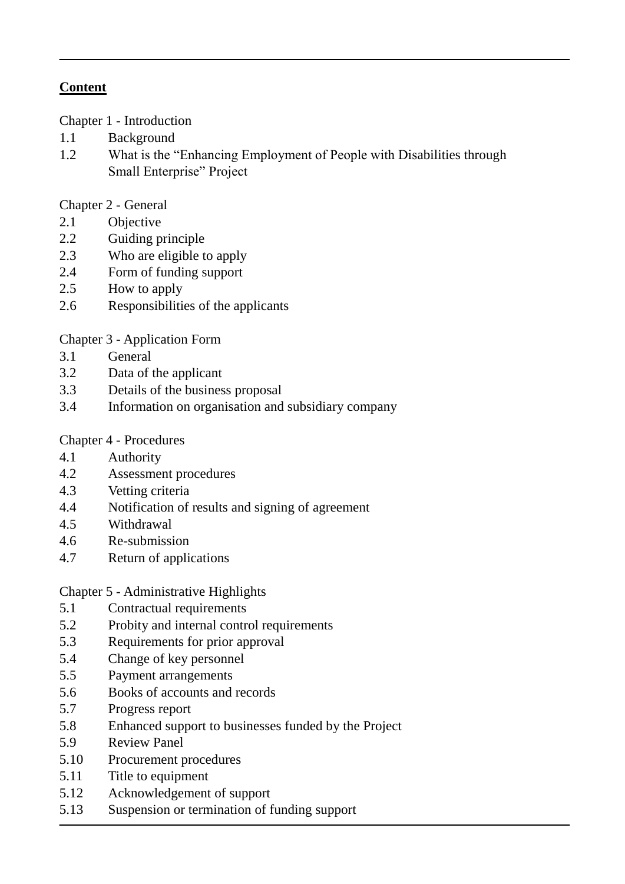**Content**

Chapter 1 - Introduction

1.1 Background
1.2 What is the "Enhancing Employment of People with Disabilities through Small Enterprise" Project

Chapter 2 - General

2.1 Objective
2.2 Guiding principle
2.3 Who are eligible to apply
2.4 Form of funding support
2.5 How to apply
2.6 Responsibilities of the applicants

Chapter 3 - Application Form

3.1 General
3.2 Data of the applicant
3.3 Details of the business proposal
3.4 Information on organisation and subsidiary company

Chapter 4 - Procedures

4.1 Authority
4.2 Assessment procedures
4.3 Vetting criteria
4.4 Notification of results and signing of agreement
4.5 Withdrawal
4.6 Re-submission
4.7 Return of applications

Chapter 5 - Administrative Highlights

5.1 Contractual requirements
5.2 Probity and internal control requirements
5.3 Requirements for prior approval
5.4 Change of key personnel
5.5 Payment arrangements
5.6 Books of accounts and records
5.7 Progress report
5.8 Enhanced support to businesses funded by the Project
5.9 Review Panel
5.10 Procurement procedures
5.11 Title to equipment
5.12 Acknowledgement of support
5.13 Suspension or termination of funding support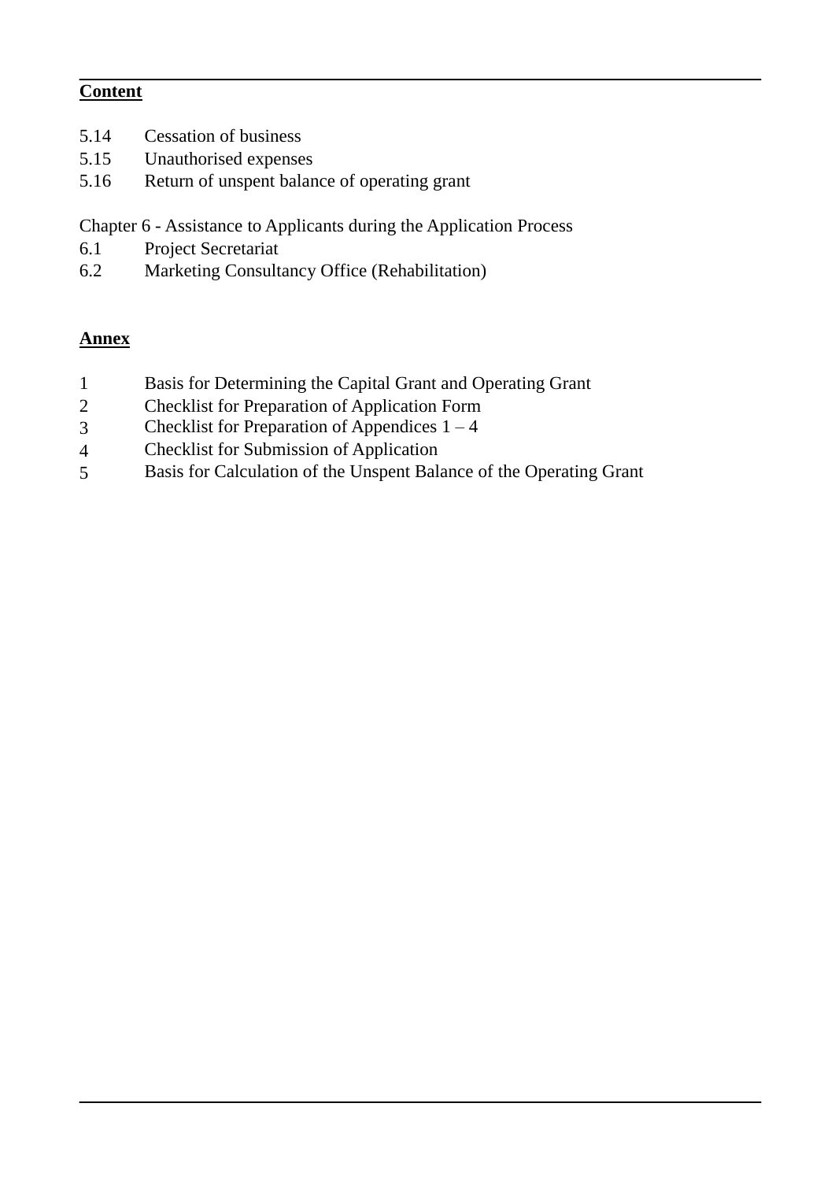**Content**

5.14 Cessation of business
5.15 Unauthorised expenses
5.16 Return of unspent balance of operating grant

Chapter 6 - Assistance to Applicants during the Application Process
6.1 Project Secretariat
6.2 Marketing Consultancy Office (Rehabilitation)

**Annex**

1 Basis for Determining the Capital Grant and Operating Grant
2 Checklist for Preparation of Application Form
3 Checklist for Preparation of Appendices 1 – 4
4 Checklist for Submission of Application
5 Basis for Calculation of the Unspent Balance of the Operating Grant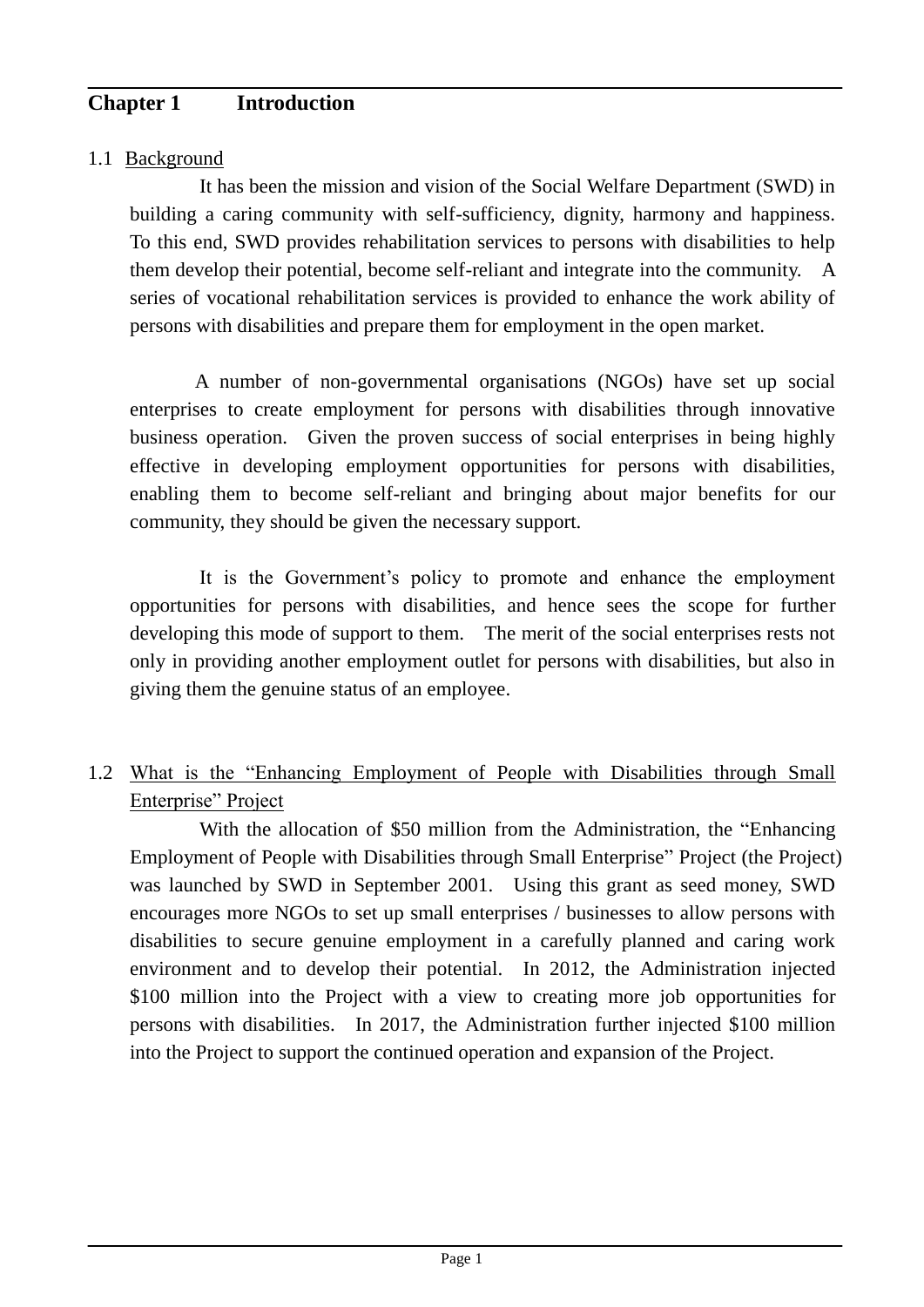# Chapter 1 Introduction

## 1.1 Background

It has been the mission and vision of the Social Welfare Department (SWD) in building a caring community with self-sufficiency, dignity, harmony and happiness. To this end, SWD provides rehabilitation services to persons with disabilities to help them develop their potential, become self-reliant and integrate into the community. A series of vocational rehabilitation services is provided to enhance the work ability of persons with disabilities and prepare them for employment in the open market.

A number of non-governmental organisations (NGOs) have set up social enterprises to create employment for persons with disabilities through innovative business operation. Given the proven success of social enterprises in being highly effective in developing employment opportunities for persons with disabilities, enabling them to become self-reliant and bringing about major benefits for our community, they should be given the necessary support.

It is the Government's policy to promote and enhance the employment opportunities for persons with disabilities, and hence sees the scope for further developing this mode of support to them. The merit of the social enterprises rests not only in providing another employment outlet for persons with disabilities, but also in giving them the genuine status of an employee.

## 1.2 What is the "Enhancing Employment of People with Disabilities through Small Enterprise" Project

With the allocation of $50 million from the Administration, the "Enhancing Employment of People with Disabilities through Small Enterprise" Project (the Project) was launched by SWD in September 2001. Using this grant as seed money, SWD encourages more NGOs to set up small enterprises / businesses to allow persons with disabilities to secure genuine employment in a carefully planned and caring work environment and to develop their potential. In 2012, the Administration injected $100 million into the Project with a view to creating more job opportunities for persons with disabilities. In 2017, the Administration further injected $100 million into the Project to support the continued operation and expansion of the Project.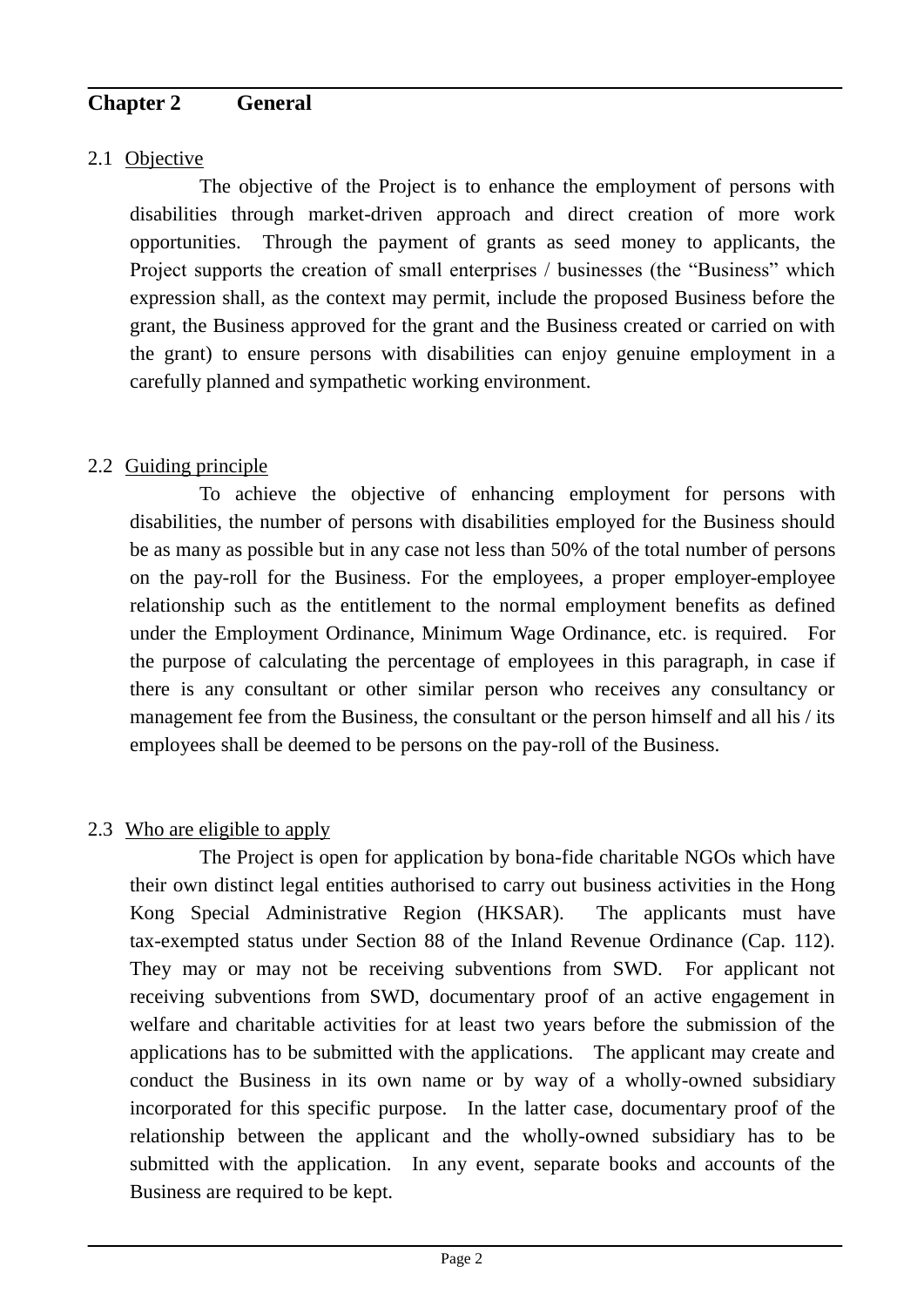## Chapter 2 General

### 2.1 Objective

The objective of the Project is to enhance the employment of persons with disabilities through market-driven approach and direct creation of more work opportunities. Through the payment of grants as seed money to applicants, the Project supports the creation of small enterprises / businesses (the "Business" which expression shall, as the context may permit, include the proposed Business before the grant, the Business approved for the grant and the Business created or carried on with the grant) to ensure persons with disabilities can enjoy genuine employment in a carefully planned and sympathetic working environment.

### 2.2 Guiding principle

To achieve the objective of enhancing employment for persons with disabilities, the number of persons with disabilities employed for the Business should be as many as possible but in any case not less than 50% of the total number of persons on the pay-roll for the Business. For the employees, a proper employer-employee relationship such as the entitlement to the normal employment benefits as defined under the Employment Ordinance, Minimum Wage Ordinance, etc. is required. For the purpose of calculating the percentage of employees in this paragraph, in case if there is any consultant or other similar person who receives any consultancy or management fee from the Business, the consultant or the person himself and all his / its employees shall be deemed to be persons on the pay-roll of the Business.

### 2.3 Who are eligible to apply

The Project is open for application by bona-fide charitable NGOs which have their own distinct legal entities authorised to carry out business activities in the Hong Kong Special Administrative Region (HKSAR). The applicants must have tax-exempted status under Section 88 of the Inland Revenue Ordinance (Cap. 112). They may or may not be receiving subventions from SWD. For applicant not receiving subventions from SWD, documentary proof of an active engagement in welfare and charitable activities for at least two years before the submission of the applications has to be submitted with the applications. The applicant may create and conduct the Business in its own name or by way of a wholly-owned subsidiary incorporated for this specific purpose. In the latter case, documentary proof of the relationship between the applicant and the wholly-owned subsidiary has to be submitted with the application. In any event, separate books and accounts of the Business are required to be kept.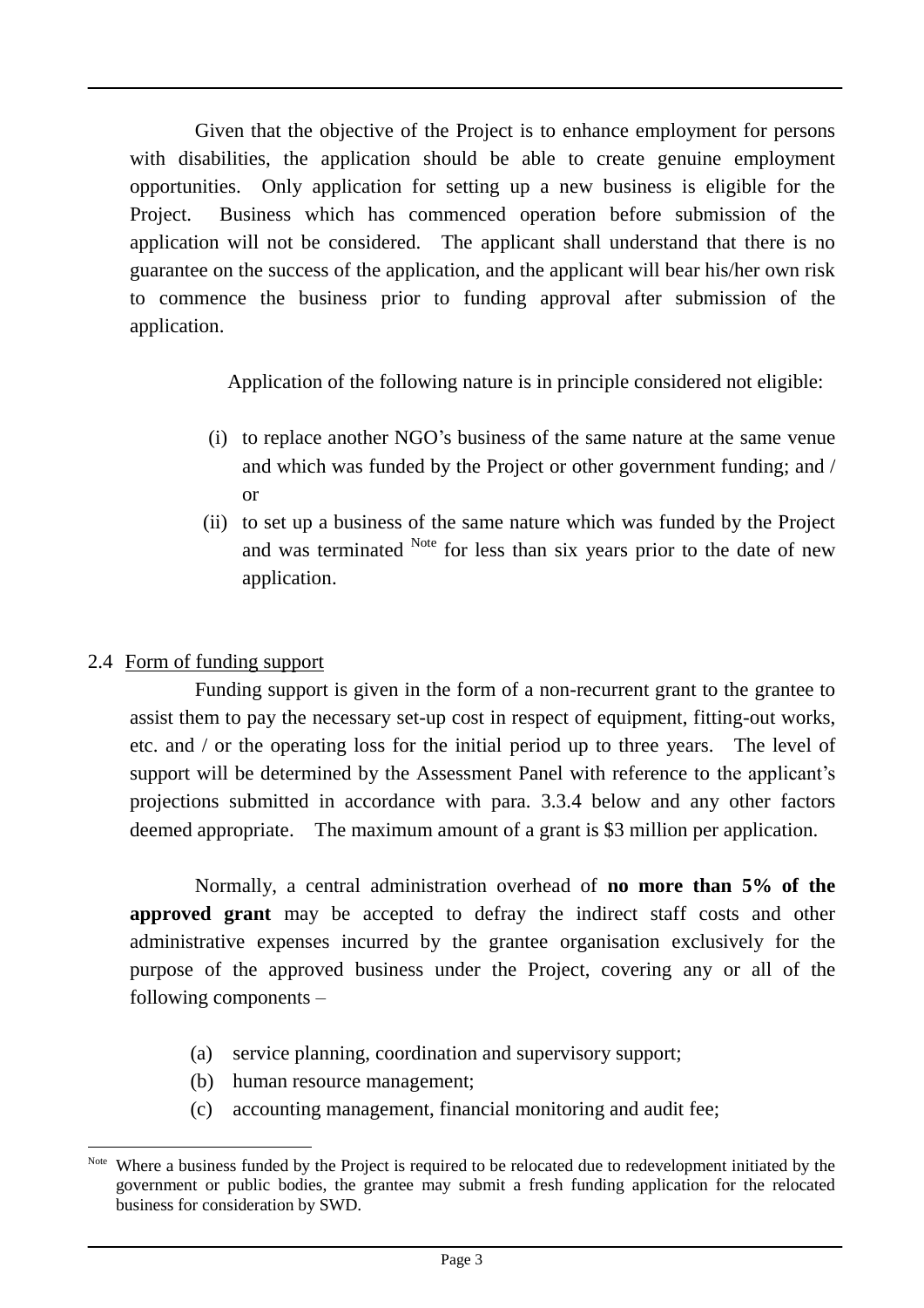Given that the objective of the Project is to enhance employment for persons with disabilities, the application should be able to create genuine employment opportunities. Only application for setting up a new business is eligible for the Project. Business which has commenced operation before submission of the application will not be considered. The applicant shall understand that there is no guarantee on the success of the application, and the applicant will bear his/her own risk to commence the business prior to funding approval after submission of the application.

Application of the following nature is in principle considered not eligible:

(i) to replace another NGO's business of the same nature at the same venue and which was funded by the Project or other government funding; and / or

(ii) to set up a business of the same nature which was funded by the Project and was terminated [Note] for less than six years prior to the date of new application.

## 2.4 Form of funding support

Funding support is given in the form of a non-recurrent grant to the grantee to assist them to pay the necessary set-up cost in respect of equipment, fitting-out works, etc. and / or the operating loss for the initial period up to three years. The level of support will be determined by the Assessment Panel with reference to the applicant's projections submitted in accordance with para. 3.3.4 below and any other factors deemed appropriate. The maximum amount of a grant is $3 million per application.

Normally, a central administration overhead of **no more than 5% of the approved grant** may be accepted to defray the indirect staff costs and other administrative expenses incurred by the grantee organisation exclusively for the purpose of the approved business under the Project, covering any or all of the following components –

(a) service planning, coordination and supervisory support;

(b) human resource management;

(c) accounting management, financial monitoring and audit fee;

[Note] Where a business funded by the Project is required to be relocated due to redevelopment initiated by the government or public bodies, the grantee may submit a fresh funding application for the relocated business for consideration by SWD.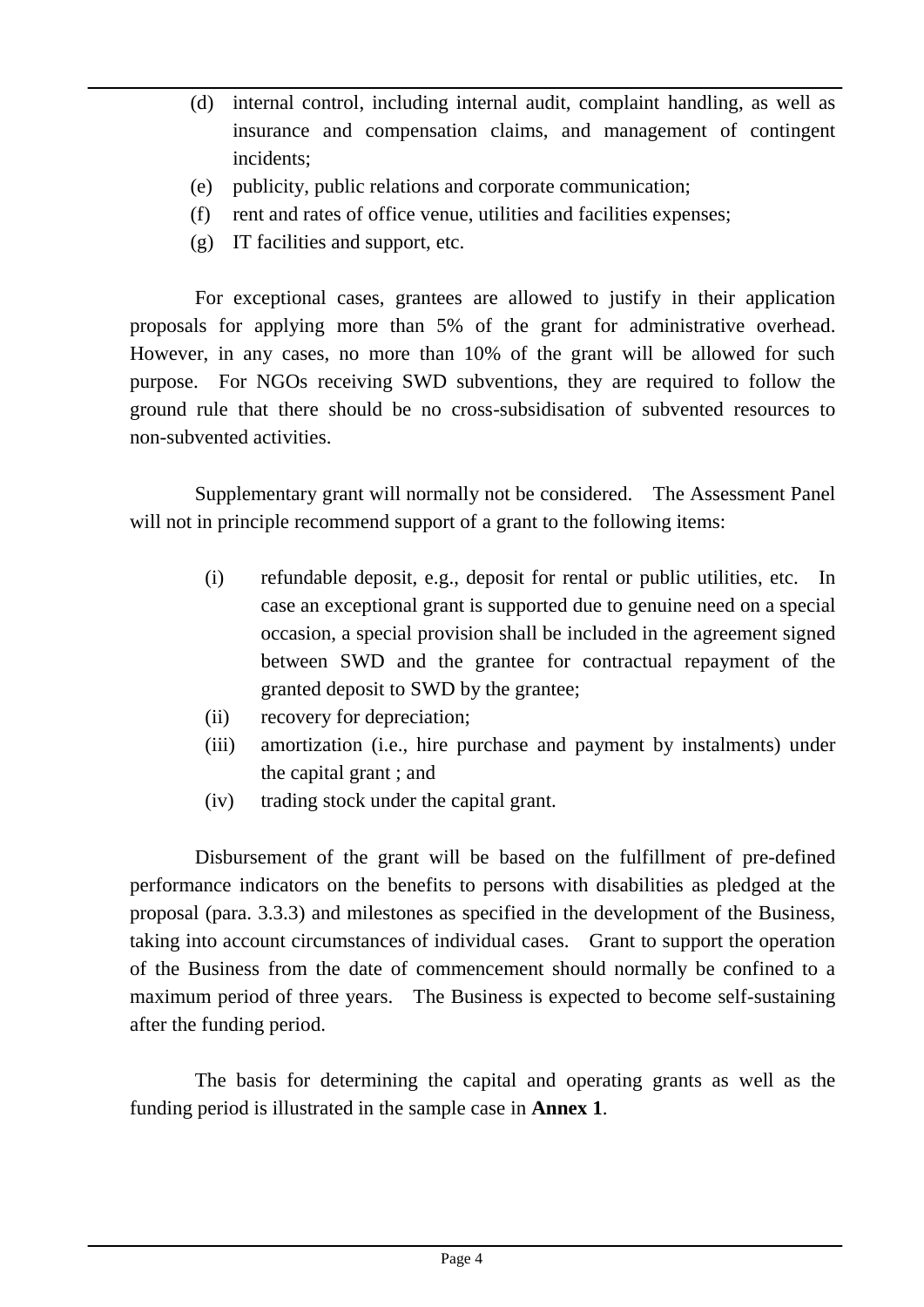(d) internal control, including internal audit, complaint handling, as well as insurance and compensation claims, and management of contingent incidents;
(e) publicity, public relations and corporate communication;
(f) rent and rates of office venue, utilities and facilities expenses;
(g) IT facilities and support, etc.

For exceptional cases, grantees are allowed to justify in their application proposals for applying more than 5% of the grant for administrative overhead. However, in any cases, no more than 10% of the grant will be allowed for such purpose. For NGOs receiving SWD subventions, they are required to follow the ground rule that there should be no cross-subsidisation of subvented resources to non-subvented activities.

Supplementary grant will normally not be considered. The Assessment Panel will not in principle recommend support of a grant to the following items:

(i) refundable deposit, e.g., deposit for rental or public utilities, etc. In case an exceptional grant is supported due to genuine need on a special occasion, a special provision shall be included in the agreement signed between SWD and the grantee for contractual repayment of the granted deposit to SWD by the grantee;
(ii) recovery for depreciation;
(iii) amortization (i.e., hire purchase and payment by instalments) under the capital grant ; and
(iv) trading stock under the capital grant.

Disbursement of the grant will be based on the fulfillment of pre-defined performance indicators on the benefits to persons with disabilities as pledged at the proposal (para. 3.3.3) and milestones as specified in the development of the Business, taking into account circumstances of individual cases. Grant to support the operation of the Business from the date of commencement should normally be confined to a maximum period of three years. The Business is expected to become self-sustaining after the funding period.

The basis for determining the capital and operating grants as well as the funding period is illustrated in the sample case in **Annex 1**.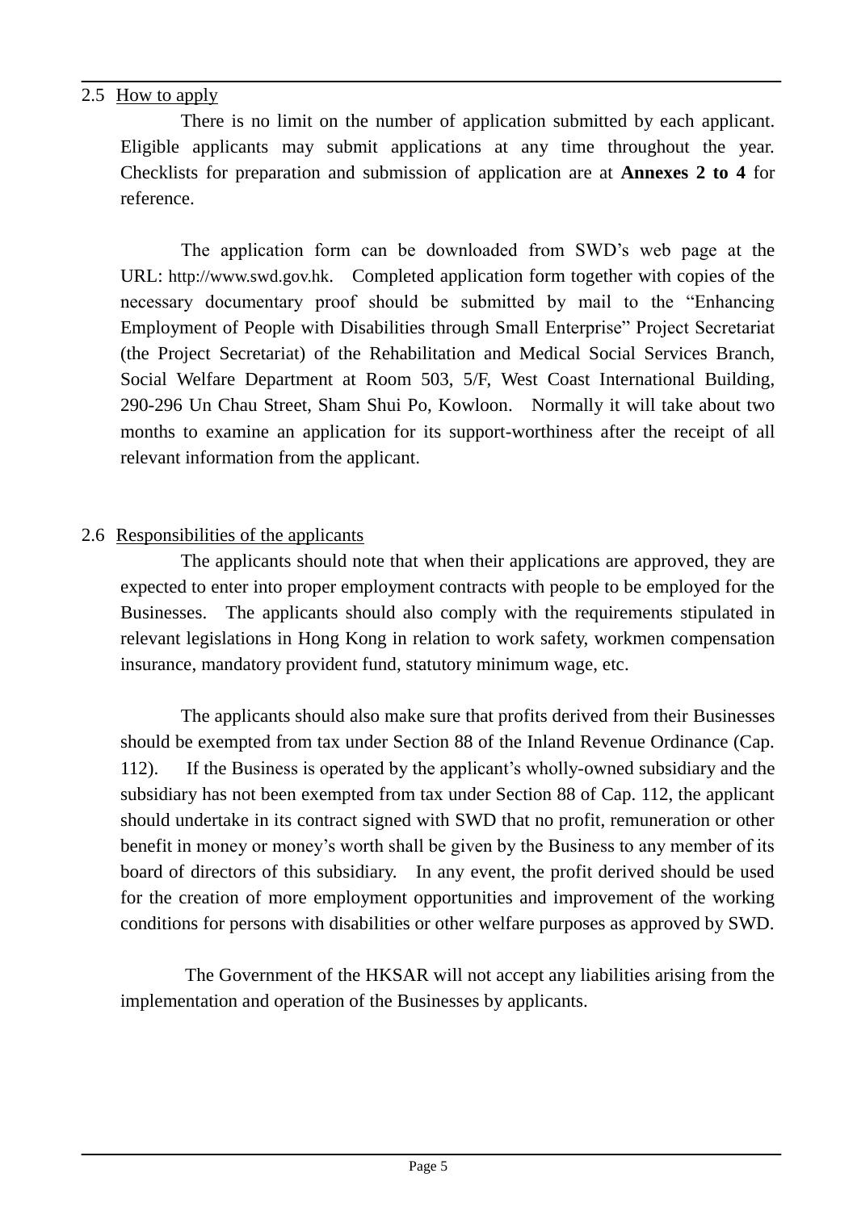## 2.5 How to apply

There is no limit on the number of application submitted by each applicant. Eligible applicants may submit applications at any time throughout the year. Checklists for preparation and submission of application are at **Annexes 2 to 4** for reference.

The application form can be downloaded from SWD's web page at the URL: http://www.swd.gov.hk. Completed application form together with copies of the necessary documentary proof should be submitted by mail to the "Enhancing Employment of People with Disabilities through Small Enterprise" Project Secretariat (the Project Secretariat) of the Rehabilitation and Medical Social Services Branch, Social Welfare Department at Room 503, 5/F, West Coast International Building, 290-296 Un Chau Street, Sham Shui Po, Kowloon. Normally it will take about two months to examine an application for its support-worthiness after the receipt of all relevant information from the applicant.

## 2.6 Responsibilities of the applicants

The applicants should note that when their applications are approved, they are expected to enter into proper employment contracts with people to be employed for the Businesses. The applicants should also comply with the requirements stipulated in relevant legislations in Hong Kong in relation to work safety, workmen compensation insurance, mandatory provident fund, statutory minimum wage, etc.

The applicants should also make sure that profits derived from their Businesses should be exempted from tax under Section 88 of the Inland Revenue Ordinance (Cap. 112). If the Business is operated by the applicant's wholly-owned subsidiary and the subsidiary has not been exempted from tax under Section 88 of Cap. 112, the applicant should undertake in its contract signed with SWD that no profit, remuneration or other benefit in money or money's worth shall be given by the Business to any member of its board of directors of this subsidiary. In any event, the profit derived should be used for the creation of more employment opportunities and improvement of the working conditions for persons with disabilities or other welfare purposes as approved by SWD.

The Government of the HKSAR will not accept any liabilities arising from the implementation and operation of the Businesses by applicants.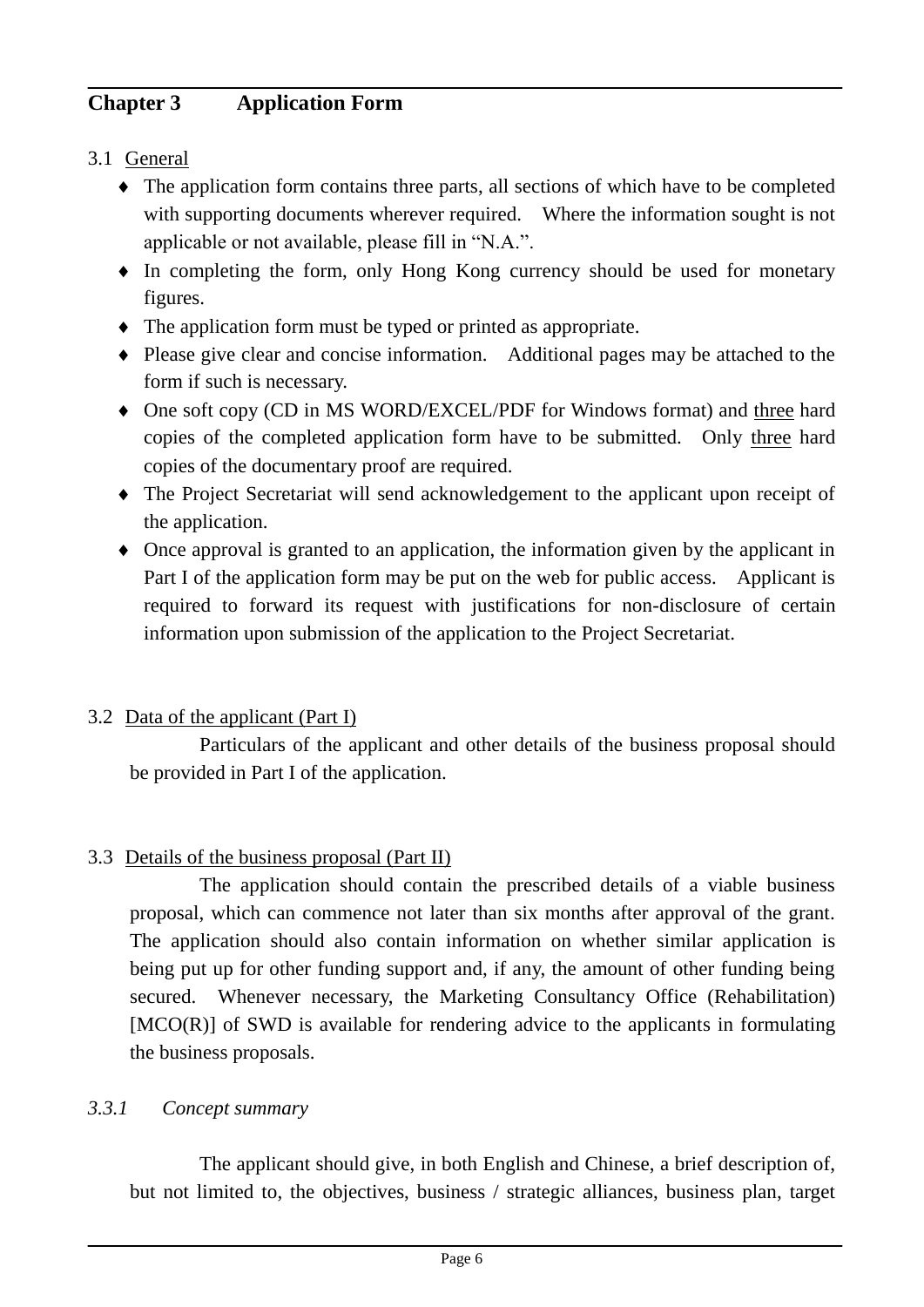## Chapter 3 Application Form

3.1 General

- The application form contains three parts, all sections of which have to be completed with supporting documents wherever required. Where the information sought is not applicable or not available, please fill in "N.A.".
- In completing the form, only Hong Kong currency should be used for monetary figures.
- The application form must be typed or printed as appropriate.
- Please give clear and concise information. Additional pages may be attached to the form if such is necessary.
- One soft copy (CD in MS WORD/EXCEL/PDF for Windows format) and three hard copies of the completed application form have to be submitted. Only three hard copies of the documentary proof are required.
- The Project Secretariat will send acknowledgement to the applicant upon receipt of the application.
- Once approval is granted to an application, the information given by the applicant in Part I of the application form may be put on the web for public access. Applicant is required to forward its request with justifications for non-disclosure of certain information upon submission of the application to the Project Secretariat.

3.2 Data of the applicant (Part I)

Particulars of the applicant and other details of the business proposal should be provided in Part I of the application.

3.3 Details of the business proposal (Part II)

The application should contain the prescribed details of a viable business proposal, which can commence not later than six months after approval of the grant. The application should also contain information on whether similar application is being put up for other funding support and, if any, the amount of other funding being secured. Whenever necessary, the Marketing Consultancy Office (Rehabilitation) [MCO(R)] of SWD is available for rendering advice to the applicants in formulating the business proposals.

*3.3.1 Concept summary*

The applicant should give, in both English and Chinese, a brief description of, but not limited to, the objectives, business / strategic alliances, business plan, target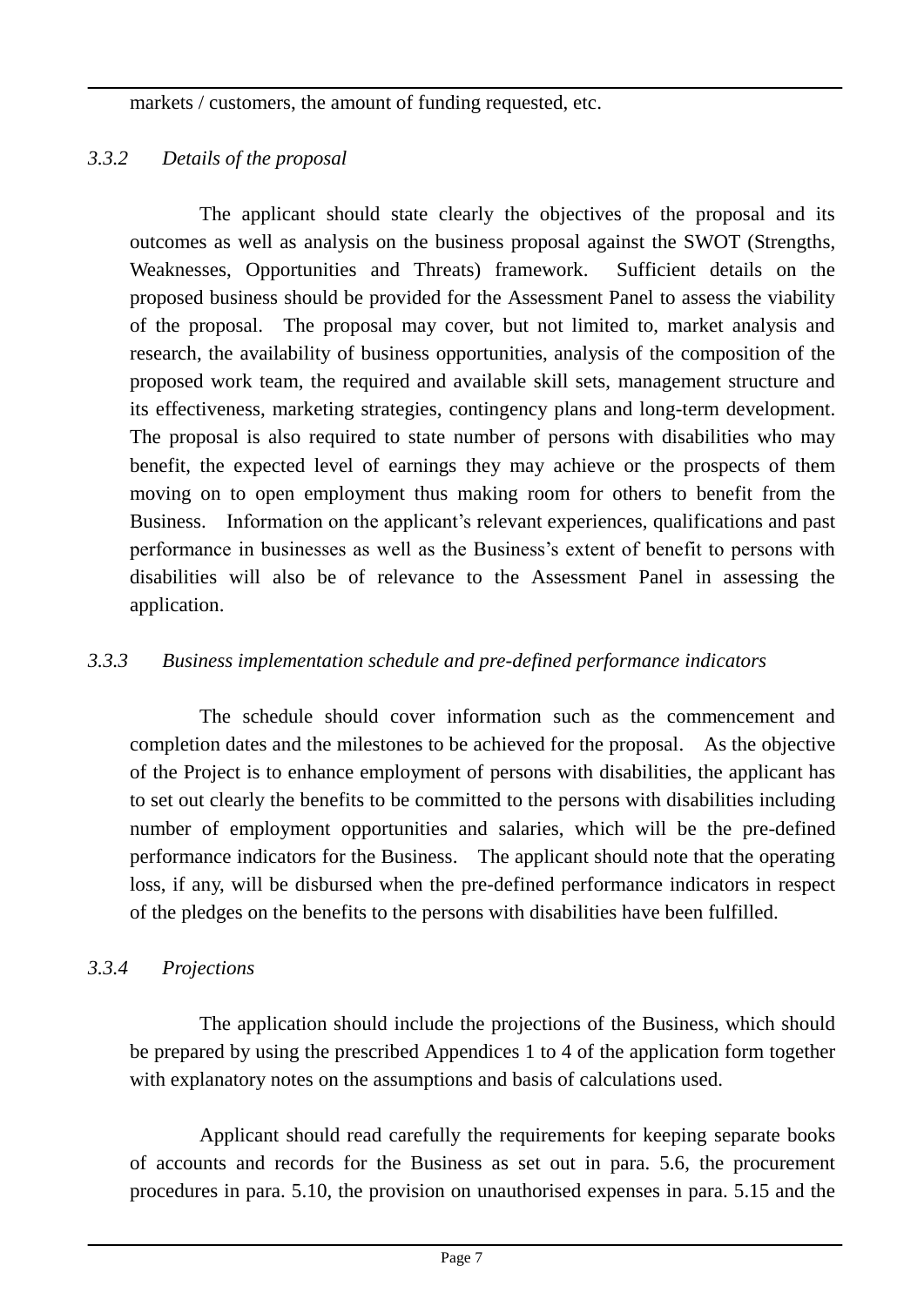markets / customers, the amount of funding requested, etc.

*3.3.2 Details of the proposal*

The applicant should state clearly the objectives of the proposal and its outcomes as well as analysis on the business proposal against the SWOT (Strengths, Weaknesses, Opportunities and Threats) framework. Sufficient details on the proposed business should be provided for the Assessment Panel to assess the viability of the proposal. The proposal may cover, but not limited to, market analysis and research, the availability of business opportunities, analysis of the composition of the proposed work team, the required and available skill sets, management structure and its effectiveness, marketing strategies, contingency plans and long-term development. The proposal is also required to state number of persons with disabilities who may benefit, the expected level of earnings they may achieve or the prospects of them moving on to open employment thus making room for others to benefit from the Business. Information on the applicant's relevant experiences, qualifications and past performance in businesses as well as the Business's extent of benefit to persons with disabilities will also be of relevance to the Assessment Panel in assessing the application.

*3.3.3 Business implementation schedule and pre-defined performance indicators*

The schedule should cover information such as the commencement and completion dates and the milestones to be achieved for the proposal. As the objective of the Project is to enhance employment of persons with disabilities, the applicant has to set out clearly the benefits to be committed to the persons with disabilities including number of employment opportunities and salaries, which will be the pre-defined performance indicators for the Business. The applicant should note that the operating loss, if any, will be disbursed when the pre-defined performance indicators in respect of the pledges on the benefits to the persons with disabilities have been fulfilled.

*3.3.4 Projections*

The application should include the projections of the Business, which should be prepared by using the prescribed Appendices 1 to 4 of the application form together with explanatory notes on the assumptions and basis of calculations used.

Applicant should read carefully the requirements for keeping separate books of accounts and records for the Business as set out in para. 5.6, the procurement procedures in para. 5.10, the provision on unauthorised expenses in para. 5.15 and the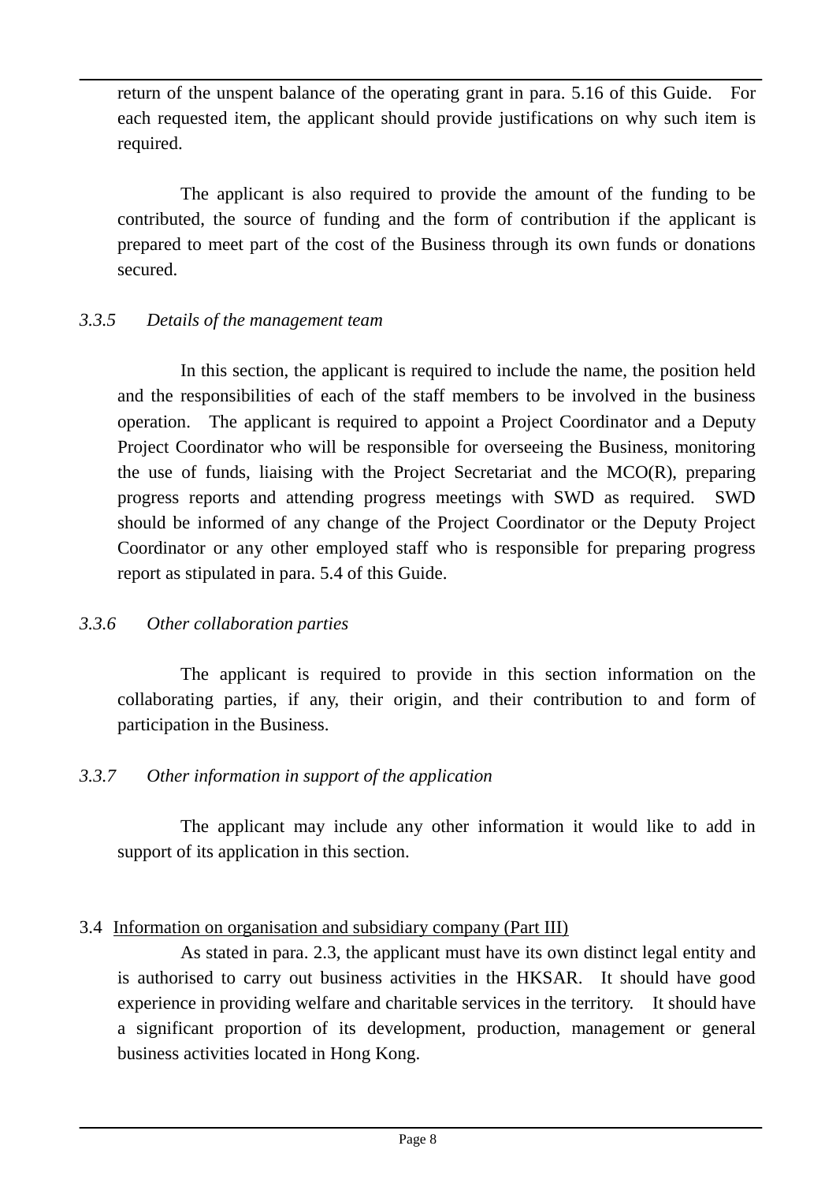return of the unspent balance of the operating grant in para. 5.16 of this Guide. For each requested item, the applicant should provide justifications on why such item is required.

The applicant is also required to provide the amount of the funding to be contributed, the source of funding and the form of contribution if the applicant is prepared to meet part of the cost of the Business through its own funds or donations secured.

*3.3.5 Details of the management team*

In this section, the applicant is required to include the name, the position held and the responsibilities of each of the staff members to be involved in the business operation. The applicant is required to appoint a Project Coordinator and a Deputy Project Coordinator who will be responsible for overseeing the Business, monitoring the use of funds, liaising with the Project Secretariat and the MCO(R), preparing progress reports and attending progress meetings with SWD as required. SWD should be informed of any change of the Project Coordinator or the Deputy Project Coordinator or any other employed staff who is responsible for preparing progress report as stipulated in para. 5.4 of this Guide.

*3.3.6 Other collaboration parties*

The applicant is required to provide in this section information on the collaborating parties, if any, their origin, and their contribution to and form of participation in the Business.

*3.3.7 Other information in support of the application*

The applicant may include any other information it would like to add in support of its application in this section.

3.4 Information on organisation and subsidiary company (Part III)

As stated in para. 2.3, the applicant must have its own distinct legal entity and is authorised to carry out business activities in the HKSAR. It should have good experience in providing welfare and charitable services in the territory. It should have a significant proportion of its development, production, management or general business activities located in Hong Kong.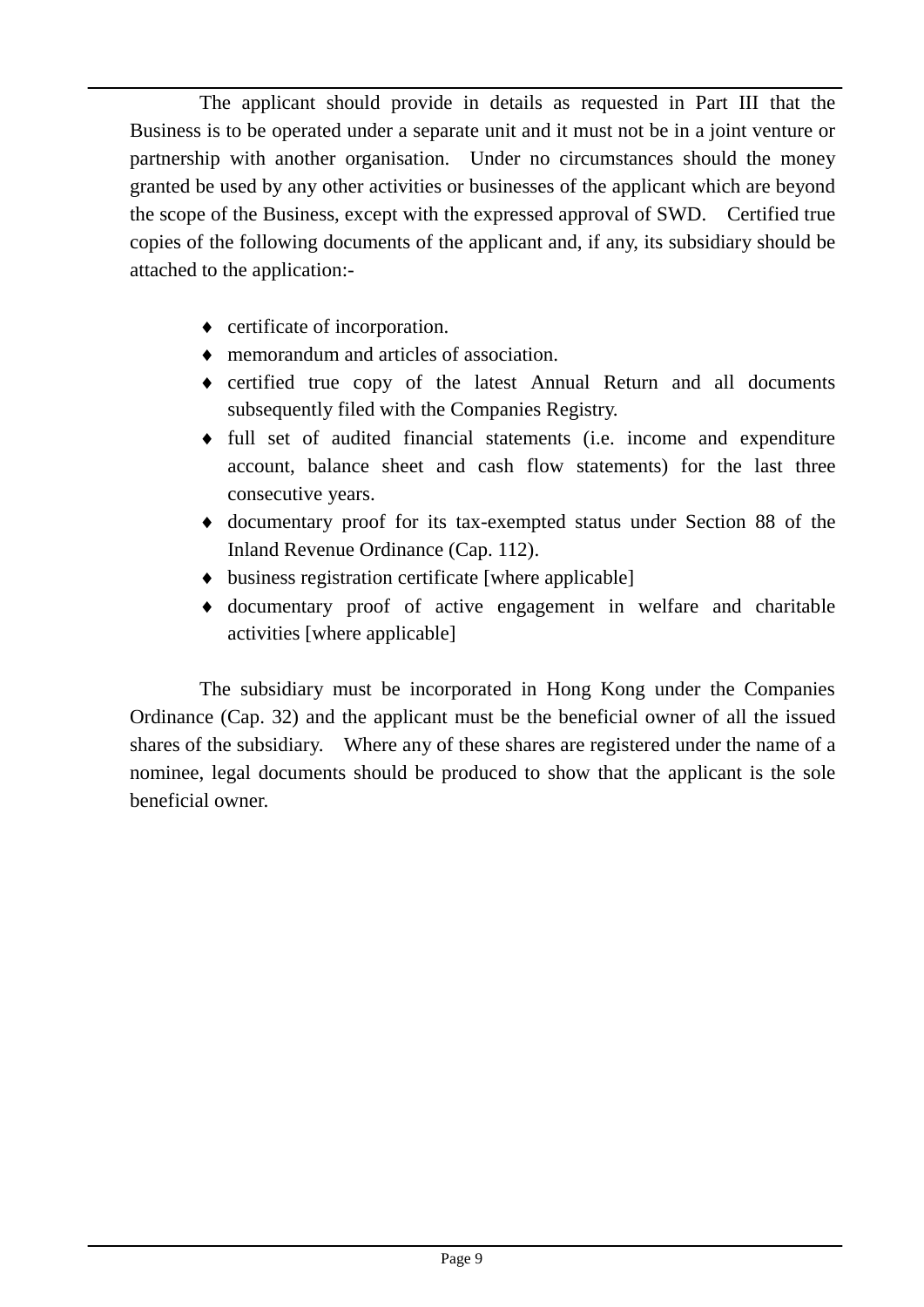The applicant should provide in details as requested in Part III that the Business is to be operated under a separate unit and it must not be in a joint venture or partnership with another organisation. Under no circumstances should the money granted be used by any other activities or businesses of the applicant which are beyond the scope of the Business, except with the expressed approval of SWD. Certified true copies of the following documents of the applicant and, if any, its subsidiary should be attached to the application:-

- certificate of incorporation.
- memorandum and articles of association.
- certified true copy of the latest Annual Return and all documents subsequently filed with the Companies Registry.
- full set of audited financial statements (i.e. income and expenditure account, balance sheet and cash flow statements) for the last three consecutive years.
- documentary proof for its tax-exempted status under Section 88 of the Inland Revenue Ordinance (Cap. 112).
- business registration certificate [where applicable]
- documentary proof of active engagement in welfare and charitable activities [where applicable]

The subsidiary must be incorporated in Hong Kong under the Companies Ordinance (Cap. 32) and the applicant must be the beneficial owner of all the issued shares of the subsidiary. Where any of these shares are registered under the name of a nominee, legal documents should be produced to show that the applicant is the sole beneficial owner.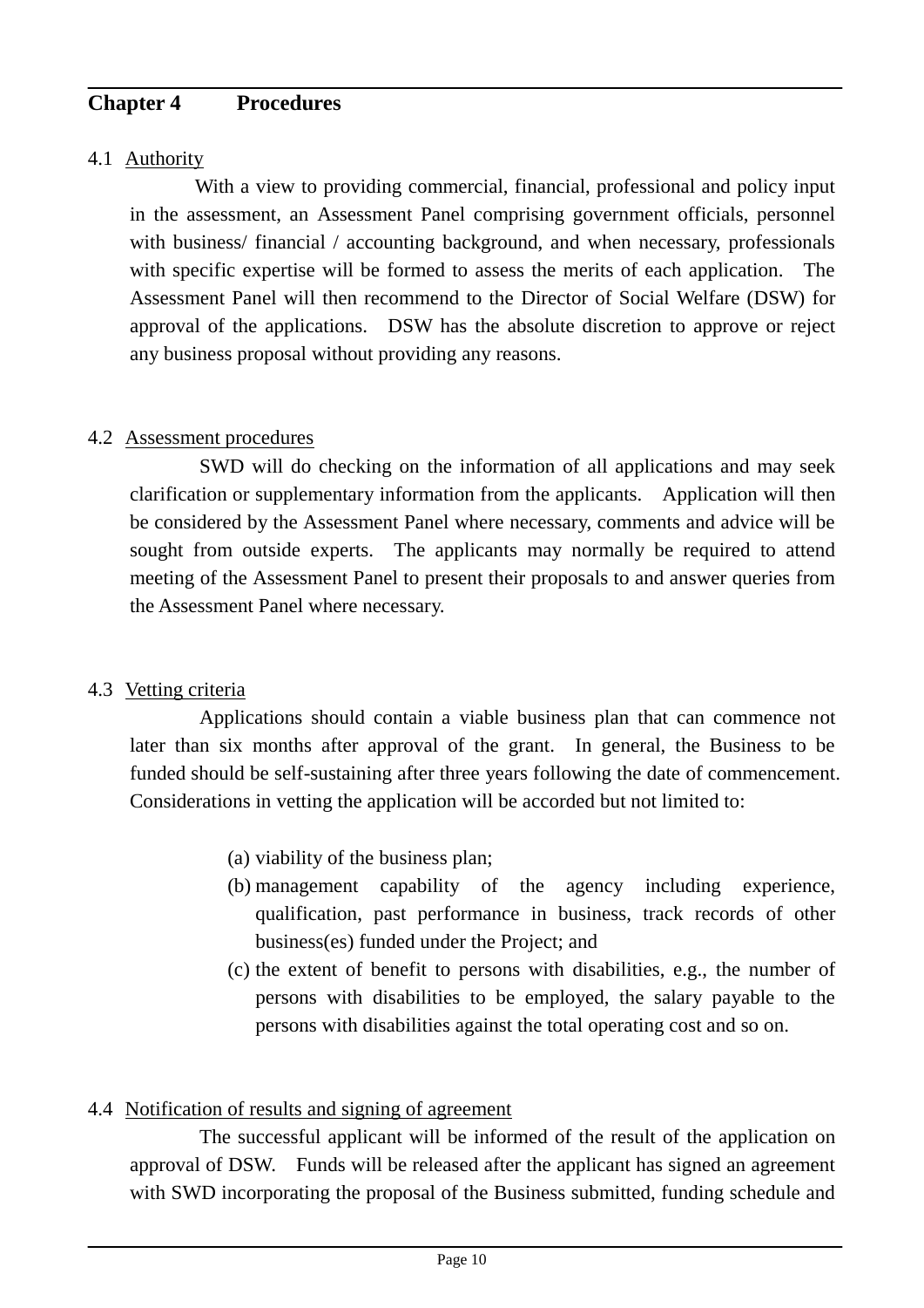## Chapter 4 Procedures

4.1 Authority

With a view to providing commercial, financial, professional and policy input in the assessment, an Assessment Panel comprising government officials, personnel with business/ financial / accounting background, and when necessary, professionals with specific expertise will be formed to assess the merits of each application. The Assessment Panel will then recommend to the Director of Social Welfare (DSW) for approval of the applications. DSW has the absolute discretion to approve or reject any business proposal without providing any reasons.

4.2 Assessment procedures

SWD will do checking on the information of all applications and may seek clarification or supplementary information from the applicants. Application will then be considered by the Assessment Panel where necessary, comments and advice will be sought from outside experts. The applicants may normally be required to attend meeting of the Assessment Panel to present their proposals to and answer queries from the Assessment Panel where necessary.

4.3 Vetting criteria

Applications should contain a viable business plan that can commence not later than six months after approval of the grant. In general, the Business to be funded should be self-sustaining after three years following the date of commencement. Considerations in vetting the application will be accorded but not limited to:

(a) viability of the business plan;
(b) management capability of the agency including experience, qualification, past performance in business, track records of other business(es) funded under the Project; and
(c) the extent of benefit to persons with disabilities, e.g., the number of persons with disabilities to be employed, the salary payable to the persons with disabilities against the total operating cost and so on.

4.4 Notification of results and signing of agreement

The successful applicant will be informed of the result of the application on approval of DSW. Funds will be released after the applicant has signed an agreement with SWD incorporating the proposal of the Business submitted, funding schedule and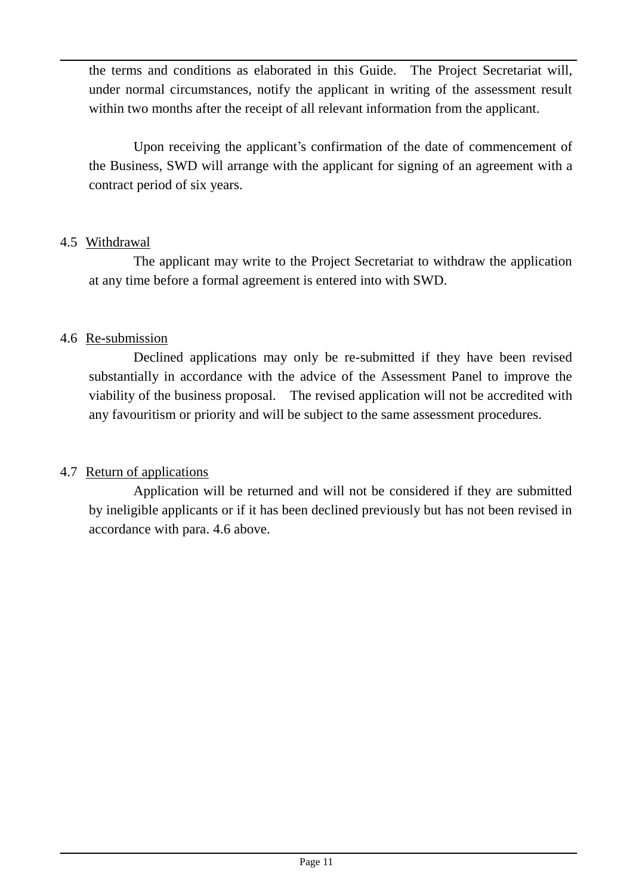the terms and conditions as elaborated in this Guide. The Project Secretariat will, under normal circumstances, notify the applicant in writing of the assessment result within two months after the receipt of all relevant information from the applicant.

Upon receiving the applicant's confirmation of the date of commencement of the Business, SWD will arrange with the applicant for signing of an agreement with a contract period of six years.

4.5 Withdrawal

The applicant may write to the Project Secretariat to withdraw the application at any time before a formal agreement is entered into with SWD.

4.6 Re-submission

Declined applications may only be re-submitted if they have been revised substantially in accordance with the advice of the Assessment Panel to improve the viability of the business proposal. The revised application will not be accredited with any favouritism or priority and will be subject to the same assessment procedures.

4.7 Return of applications

Application will be returned and will not be considered if they are submitted by ineligible applicants or if it has been declined previously but has not been revised in accordance with para. 4.6 above.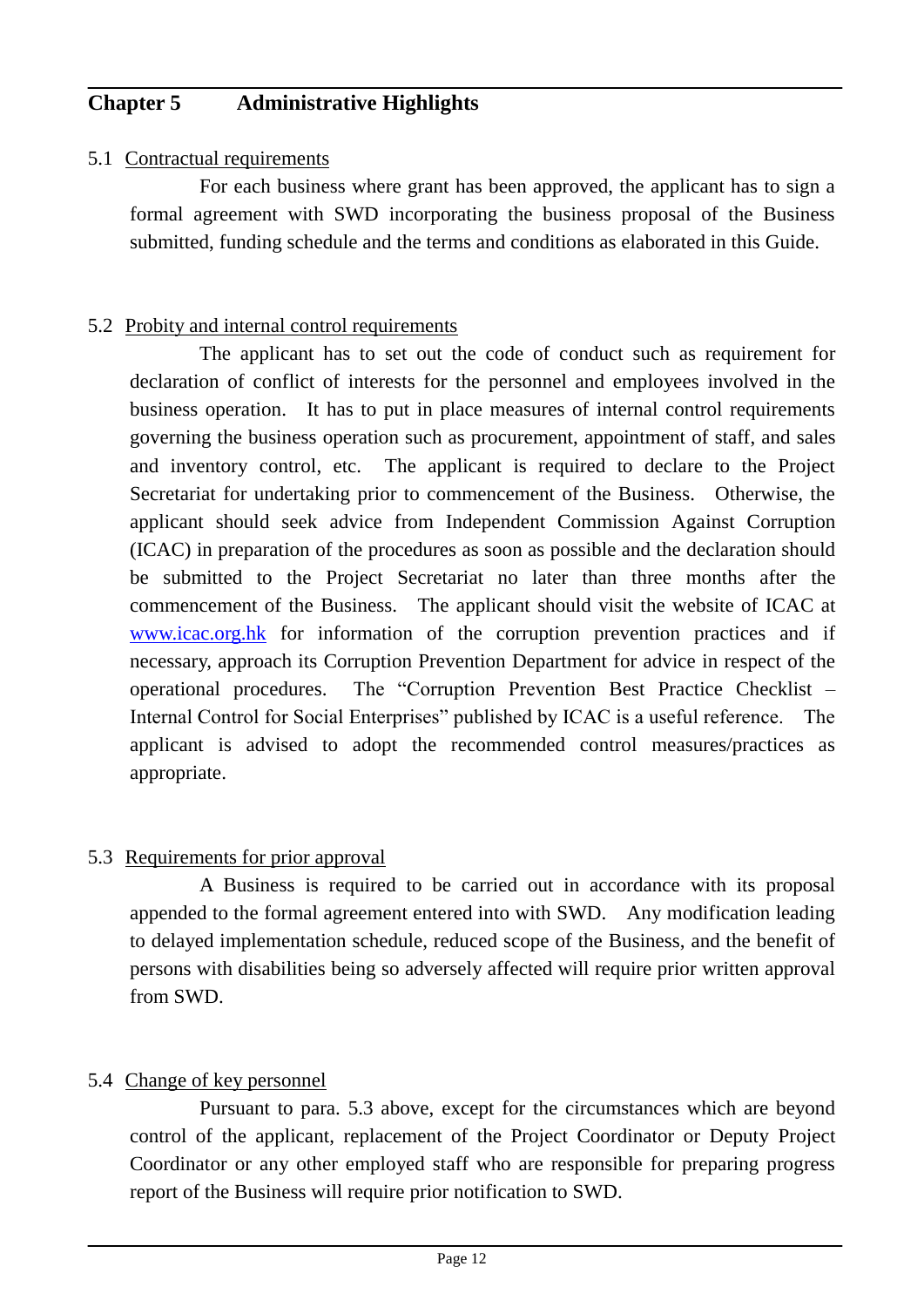## Chapter 5 Administrative Highlights

### 5.1 Contractual requirements

For each business where grant has been approved, the applicant has to sign a formal agreement with SWD incorporating the business proposal of the Business submitted, funding schedule and the terms and conditions as elaborated in this Guide.

### 5.2 Probity and internal control requirements

The applicant has to set out the code of conduct such as requirement for declaration of conflict of interests for the personnel and employees involved in the business operation. It has to put in place measures of internal control requirements governing the business operation such as procurement, appointment of staff, and sales and inventory control, etc. The applicant is required to declare to the Project Secretariat for undertaking prior to commencement of the Business. Otherwise, the applicant should seek advice from Independent Commission Against Corruption (ICAC) in preparation of the procedures as soon as possible and the declaration should be submitted to the Project Secretariat no later than three months after the commencement of the Business. The applicant should visit the website of ICAC at www.icac.org.hk for information of the corruption prevention practices and if necessary, approach its Corruption Prevention Department for advice in respect of the operational procedures. The "Corruption Prevention Best Practice Checklist – Internal Control for Social Enterprises" published by ICAC is a useful reference. The applicant is advised to adopt the recommended control measures/practices as appropriate.

### 5.3 Requirements for prior approval

A Business is required to be carried out in accordance with its proposal appended to the formal agreement entered into with SWD. Any modification leading to delayed implementation schedule, reduced scope of the Business, and the benefit of persons with disabilities being so adversely affected will require prior written approval from SWD.

### 5.4 Change of key personnel

Pursuant to para. 5.3 above, except for the circumstances which are beyond control of the applicant, replacement of the Project Coordinator or Deputy Project Coordinator or any other employed staff who are responsible for preparing progress report of the Business will require prior notification to SWD.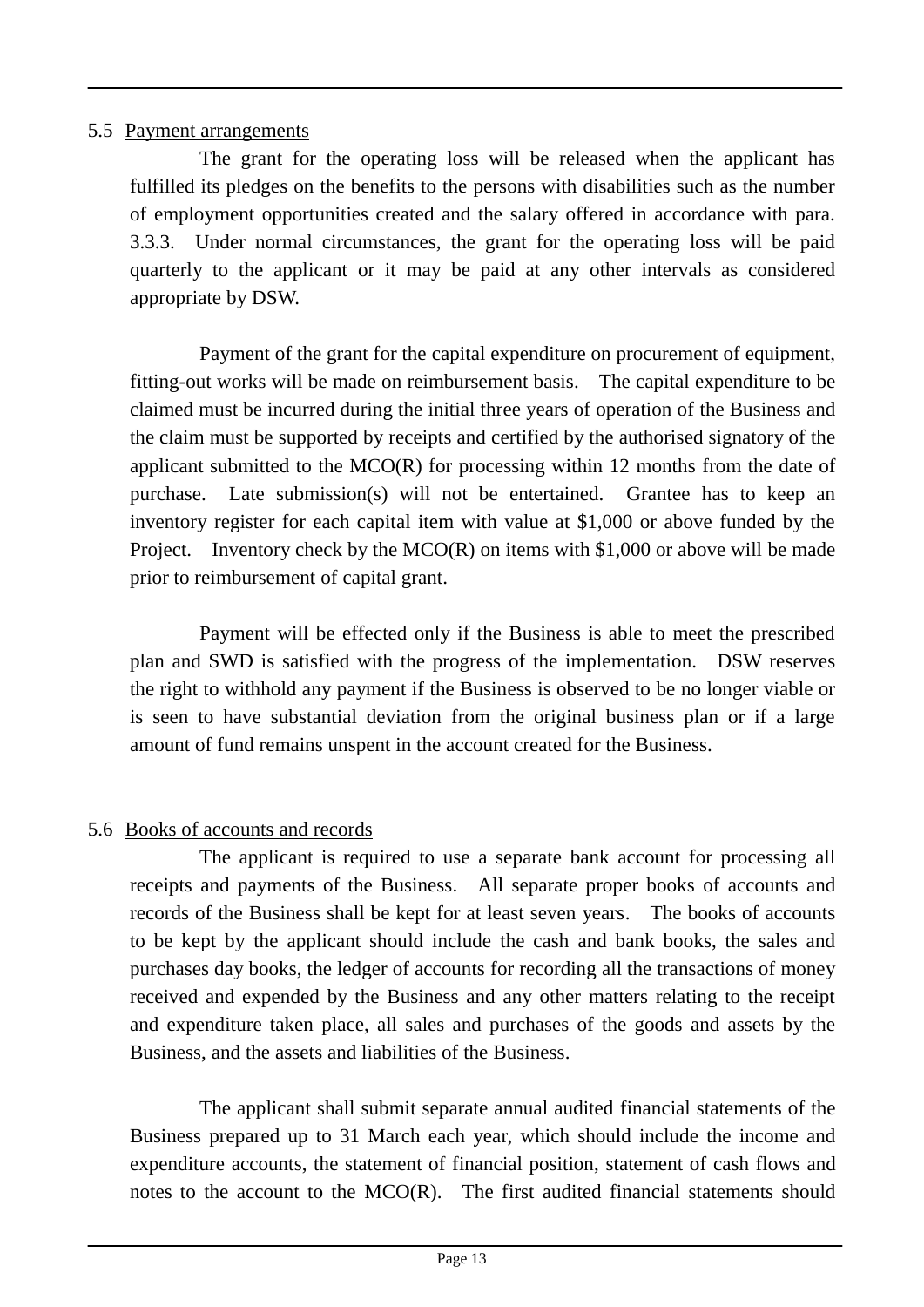### 5.5 Payment arrangements

The grant for the operating loss will be released when the applicant has fulfilled its pledges on the benefits to the persons with disabilities such as the number of employment opportunities created and the salary offered in accordance with para. 3.3.3. Under normal circumstances, the grant for the operating loss will be paid quarterly to the applicant or it may be paid at any other intervals as considered appropriate by DSW.

Payment of the grant for the capital expenditure on procurement of equipment, fitting-out works will be made on reimbursement basis. The capital expenditure to be claimed must be incurred during the initial three years of operation of the Business and the claim must be supported by receipts and certified by the authorised signatory of the applicant submitted to the MCO(R) for processing within 12 months from the date of purchase. Late submission(s) will not be entertained. Grantee has to keep an inventory register for each capital item with value at $1,000 or above funded by the Project. Inventory check by the MCO(R) on items with $1,000 or above will be made prior to reimbursement of capital grant.

Payment will be effected only if the Business is able to meet the prescribed plan and SWD is satisfied with the progress of the implementation. DSW reserves the right to withhold any payment if the Business is observed to be no longer viable or is seen to have substantial deviation from the original business plan or if a large amount of fund remains unspent in the account created for the Business.

### 5.6 Books of accounts and records

The applicant is required to use a separate bank account for processing all receipts and payments of the Business. All separate proper books of accounts and records of the Business shall be kept for at least seven years. The books of accounts to be kept by the applicant should include the cash and bank books, the sales and purchases day books, the ledger of accounts for recording all the transactions of money received and expended by the Business and any other matters relating to the receipt and expenditure taken place, all sales and purchases of the goods and assets by the Business, and the assets and liabilities of the Business.

The applicant shall submit separate annual audited financial statements of the Business prepared up to 31 March each year, which should include the income and expenditure accounts, the statement of financial position, statement of cash flows and notes to the account to the MCO(R). The first audited financial statements should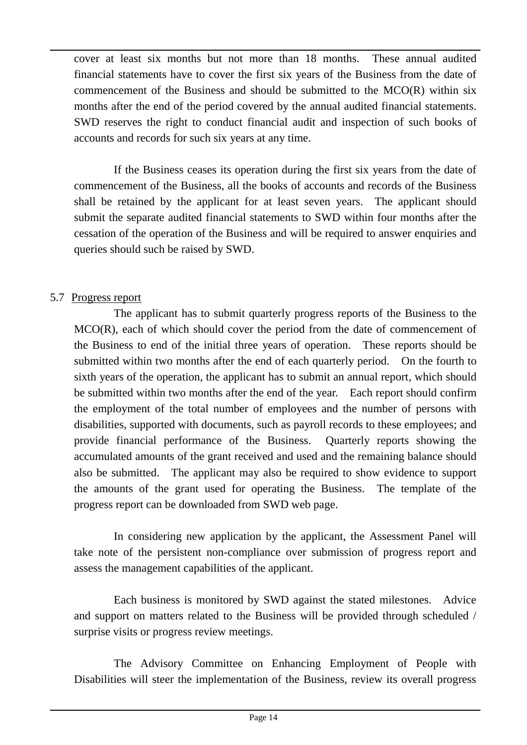cover at least six months but not more than 18 months. These annual audited financial statements have to cover the first six years of the Business from the date of commencement of the Business and should be submitted to the MCO(R) within six months after the end of the period covered by the annual audited financial statements. SWD reserves the right to conduct financial audit and inspection of such books of accounts and records for such six years at any time.

If the Business ceases its operation during the first six years from the date of commencement of the Business, all the books of accounts and records of the Business shall be retained by the applicant for at least seven years. The applicant should submit the separate audited financial statements to SWD within four months after the cessation of the operation of the Business and will be required to answer enquiries and queries should such be raised by SWD.

5.7 Progress report

The applicant has to submit quarterly progress reports of the Business to the MCO(R), each of which should cover the period from the date of commencement of the Business to end of the initial three years of operation. These reports should be submitted within two months after the end of each quarterly period. On the fourth to sixth years of the operation, the applicant has to submit an annual report, which should be submitted within two months after the end of the year. Each report should confirm the employment of the total number of employees and the number of persons with disabilities, supported with documents, such as payroll records to these employees; and provide financial performance of the Business. Quarterly reports showing the accumulated amounts of the grant received and used and the remaining balance should also be submitted. The applicant may also be required to show evidence to support the amounts of the grant used for operating the Business. The template of the progress report can be downloaded from SWD web page.

In considering new application by the applicant, the Assessment Panel will take note of the persistent non-compliance over submission of progress report and assess the management capabilities of the applicant.

Each business is monitored by SWD against the stated milestones. Advice and support on matters related to the Business will be provided through scheduled / surprise visits or progress review meetings.

The Advisory Committee on Enhancing Employment of People with Disabilities will steer the implementation of the Business, review its overall progress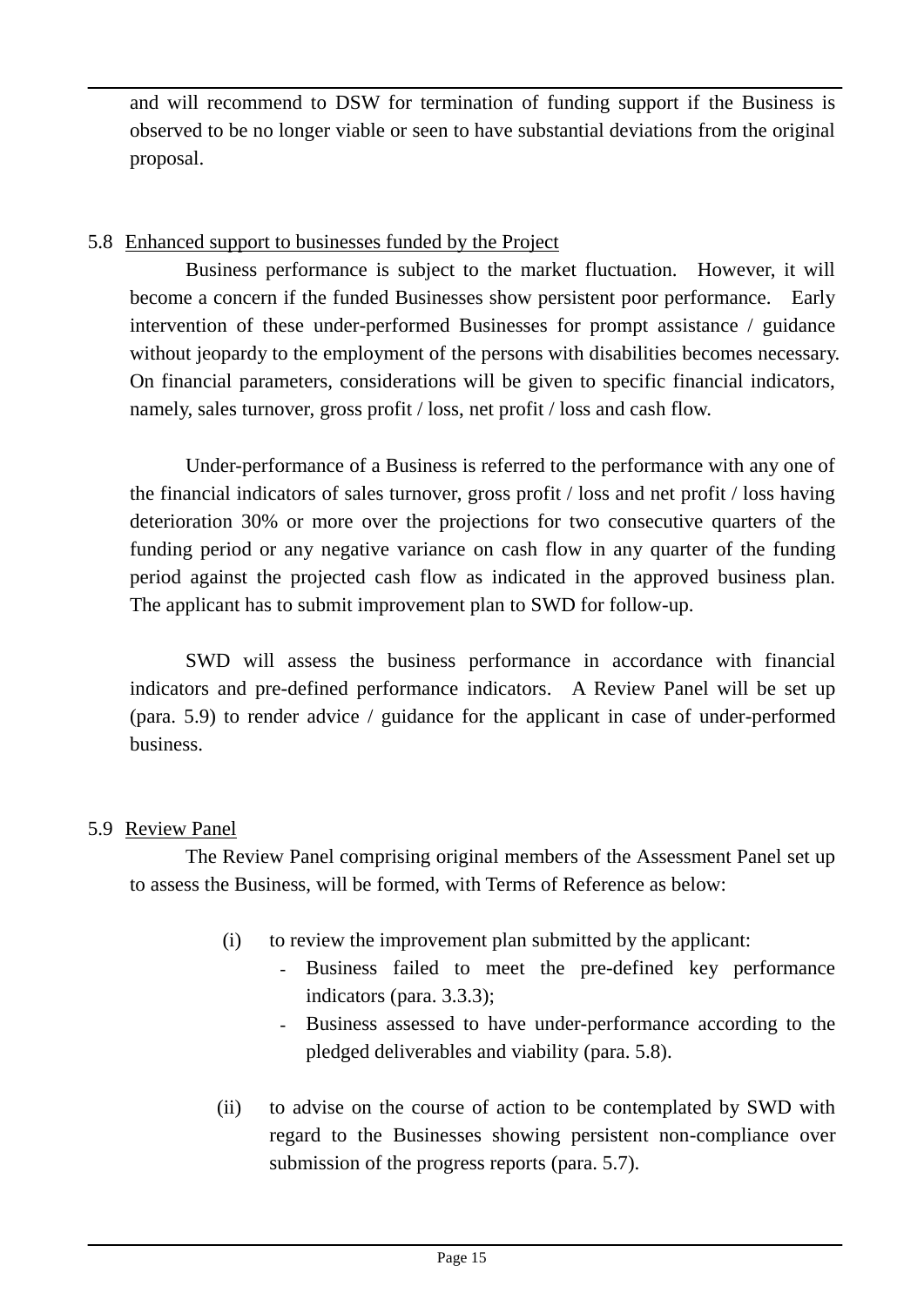and will recommend to DSW for termination of funding support if the Business is observed to be no longer viable or seen to have substantial deviations from the original proposal.

5.8 Enhanced support to businesses funded by the Project

Business performance is subject to the market fluctuation. However, it will become a concern if the funded Businesses show persistent poor performance. Early intervention of these under-performed Businesses for prompt assistance / guidance without jeopardy to the employment of the persons with disabilities becomes necessary. On financial parameters, considerations will be given to specific financial indicators, namely, sales turnover, gross profit / loss, net profit / loss and cash flow.

Under-performance of a Business is referred to the performance with any one of the financial indicators of sales turnover, gross profit / loss and net profit / loss having deterioration 30% or more over the projections for two consecutive quarters of the funding period or any negative variance on cash flow in any quarter of the funding period against the projected cash flow as indicated in the approved business plan. The applicant has to submit improvement plan to SWD for follow-up.

SWD will assess the business performance in accordance with financial indicators and pre-defined performance indicators. A Review Panel will be set up (para. 5.9) to render advice / guidance for the applicant in case of under-performed business.

5.9 Review Panel

The Review Panel comprising original members of the Assessment Panel set up to assess the Business, will be formed, with Terms of Reference as below:

(i) to review the improvement plan submitted by the applicant:
- Business failed to meet the pre-defined key performance indicators (para. 3.3.3);
- Business assessed to have under-performance according to the pledged deliverables and viability (para. 5.8).

(ii) to advise on the course of action to be contemplated by SWD with regard to the Businesses showing persistent non-compliance over submission of the progress reports (para. 5.7).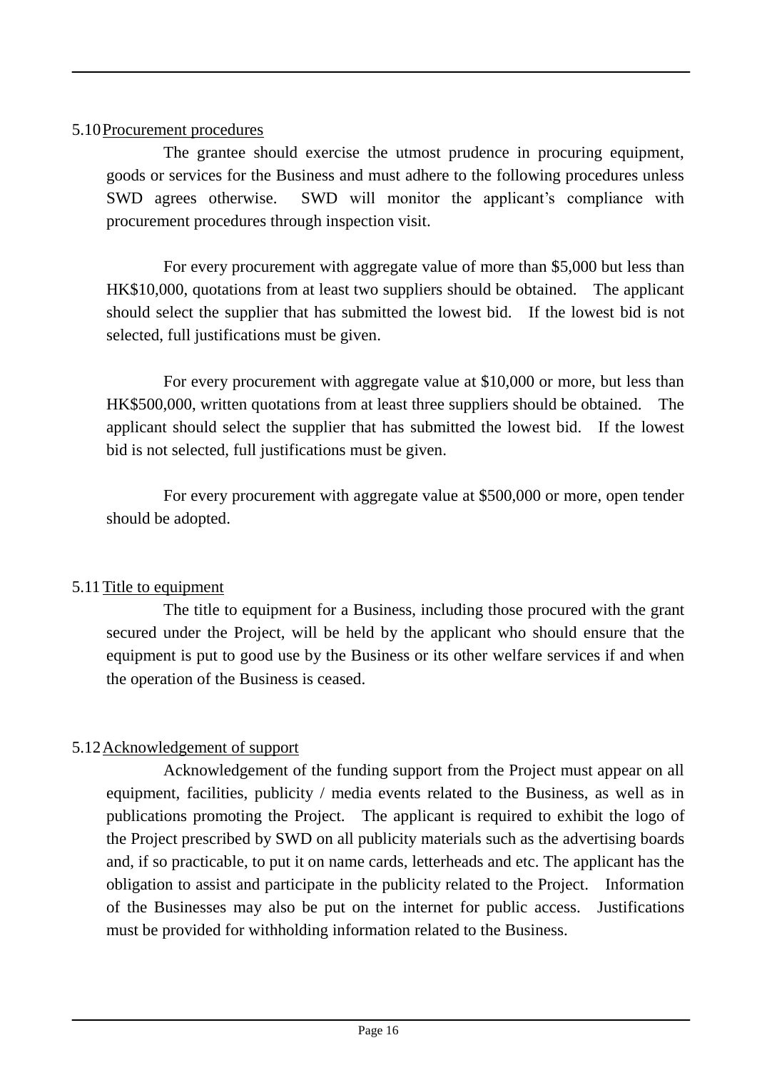5.10 <u>Procurement procedures</u>

The grantee should exercise the utmost prudence in procuring equipment, goods or services for the Business and must adhere to the following procedures unless SWD agrees otherwise. SWD will monitor the applicant's compliance with procurement procedures through inspection visit.

For every procurement with aggregate value of more than $5,000 but less than HK$10,000, quotations from at least two suppliers should be obtained. The applicant should select the supplier that has submitted the lowest bid. If the lowest bid is not selected, full justifications must be given.

For every procurement with aggregate value at $10,000 or more, but less than HK$500,000, written quotations from at least three suppliers should be obtained. The applicant should select the supplier that has submitted the lowest bid. If the lowest bid is not selected, full justifications must be given.

For every procurement with aggregate value at $500,000 or more, open tender should be adopted.

5.11 <u>Title to equipment</u>

The title to equipment for a Business, including those procured with the grant secured under the Project, will be held by the applicant who should ensure that the equipment is put to good use by the Business or its other welfare services if and when the operation of the Business is ceased.

5.12 <u>Acknowledgement of support</u>

Acknowledgement of the funding support from the Project must appear on all equipment, facilities, publicity / media events related to the Business, as well as in publications promoting the Project. The applicant is required to exhibit the logo of the Project prescribed by SWD on all publicity materials such as the advertising boards and, if so practicable, to put it on name cards, letterheads and etc. The applicant has the obligation to assist and participate in the publicity related to the Project. Information of the Businesses may also be put on the internet for public access. Justifications must be provided for withholding information related to the Business.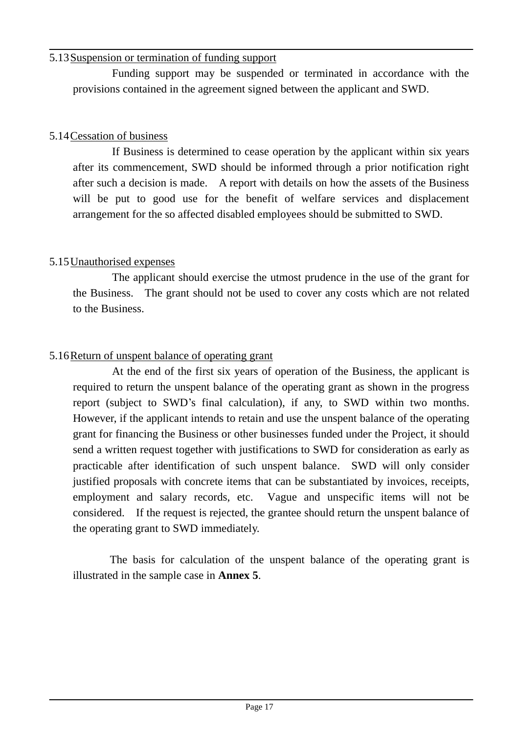5.13 Suspension or termination of funding support

Funding support may be suspended or terminated in accordance with the provisions contained in the agreement signed between the applicant and SWD.

5.14 Cessation of business

If Business is determined to cease operation by the applicant within six years after its commencement, SWD should be informed through a prior notification right after such a decision is made. A report with details on how the assets of the Business will be put to good use for the benefit of welfare services and displacement arrangement for the so affected disabled employees should be submitted to SWD.

5.15 Unauthorised expenses

The applicant should exercise the utmost prudence in the use of the grant for the Business. The grant should not be used to cover any costs which are not related to the Business.

5.16 Return of unspent balance of operating grant

At the end of the first six years of operation of the Business, the applicant is required to return the unspent balance of the operating grant as shown in the progress report (subject to SWD's final calculation), if any, to SWD within two months. However, if the applicant intends to retain and use the unspent balance of the operating grant for financing the Business or other businesses funded under the Project, it should send a written request together with justifications to SWD for consideration as early as practicable after identification of such unspent balance. SWD will only consider justified proposals with concrete items that can be substantiated by invoices, receipts, employment and salary records, etc. Vague and unspecific items will not be considered. If the request is rejected, the grantee should return the unspent balance of the operating grant to SWD immediately.

The basis for calculation of the unspent balance of the operating grant is illustrated in the sample case in **Annex 5**.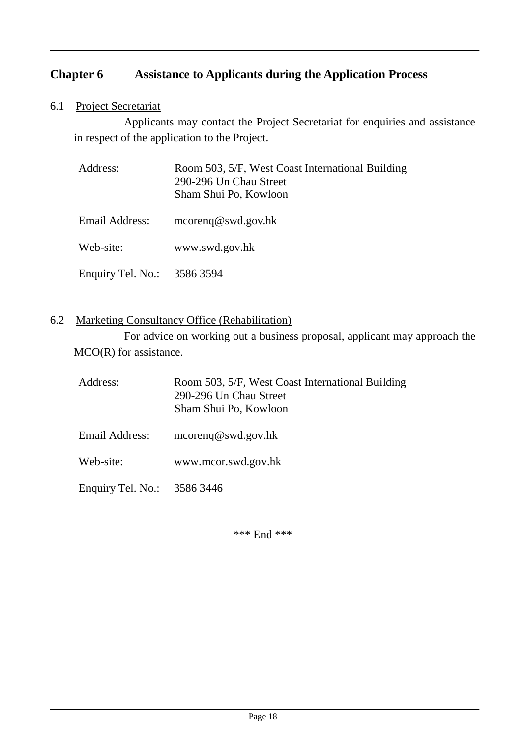## Chapter 6 Assistance to Applicants during the Application Process

6.1 Project Secretariat

Applicants may contact the Project Secretariat for enquiries and assistance in respect of the application to the Project.

| | |
|---|---|
| Address: | Room 503, 5/F, West Coast International Building<br>290-296 Un Chau Street<br>Sham Shui Po, Kowloon |
| Email Address: | mcorenq@swd.gov.hk |
| Web-site: | www.swd.gov.hk |
| Enquiry Tel. No.: | 3586 3594 |

6.2 Marketing Consultancy Office (Rehabilitation)

For advice on working out a business proposal, applicant may approach the MCO(R) for assistance.

| | |
|---|---|
| Address: | Room 503, 5/F, West Coast International Building<br>290-296 Un Chau Street<br>Sham Shui Po, Kowloon |
| Email Address: | mcorenq@swd.gov.hk |
| Web-site: | www.mcor.swd.gov.hk |
| Enquiry Tel. No.: | 3586 3446 |

*** End ***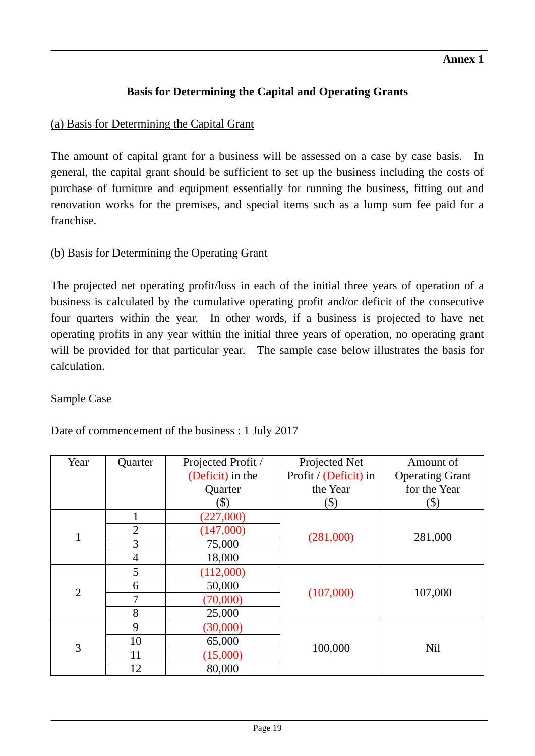**Annex 1**

## Basis for Determining the Capital and Operating Grants

### (a) Basis for Determining the Capital Grant

The amount of capital grant for a business will be assessed on a case by case basis. In general, the capital grant should be sufficient to set up the business including the costs of purchase of furniture and equipment essentially for running the business, fitting out and renovation works for the premises, and special items such as a lump sum fee paid for a franchise.

### (b) Basis for Determining the Operating Grant

The projected net operating profit/loss in each of the initial three years of operation of a business is calculated by the cumulative operating profit and/or deficit of the consecutive four quarters within the year. In other words, if a business is projected to have net operating profits in any year within the initial three years of operation, no operating grant will be provided for that particular year. The sample case below illustrates the basis for calculation.

#### Sample Case

Date of commencement of the business : 1 July 2017

| Year | Quarter | Projected Profit / (Deficit) in the Quarter ($) | Projected Net Profit / (Deficit) in the Year ($) | Amount of Operating Grant for the Year ($) |
|---|---|---|---|---|
| 1 | 1 | (227,000) | (281,000) | 281,000 |
| | 2 | (147,000) | | |
| | 3 | 75,000 | | |
| | 4 | 18,000 | | |
| 2 | 5 | (112,000) | (107,000) | 107,000 |
| | 6 | 50,000 | | |
| | 7 | (70,000) | | |
| | 8 | 25,000 | | |
| 3 | 9 | (30,000) | 100,000 | Nil |
| | 10 | 65,000 | | |
| | 11 | (15,000) | | |
| | 12 | 80,000 | | |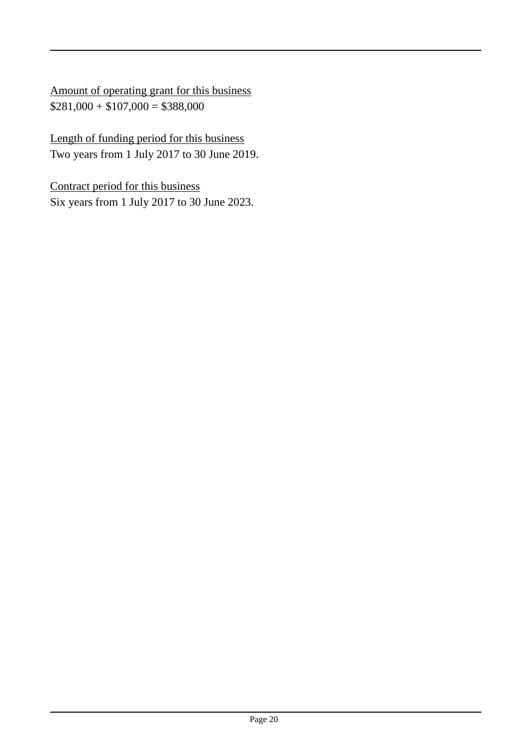Amount of operating grant for this business
$281,000 + $107,000 = $388,000

Length of funding period for this business
Two years from 1 July 2017 to 30 June 2019.

Contract period for this business
Six years from 1 July 2017 to 30 June 2023.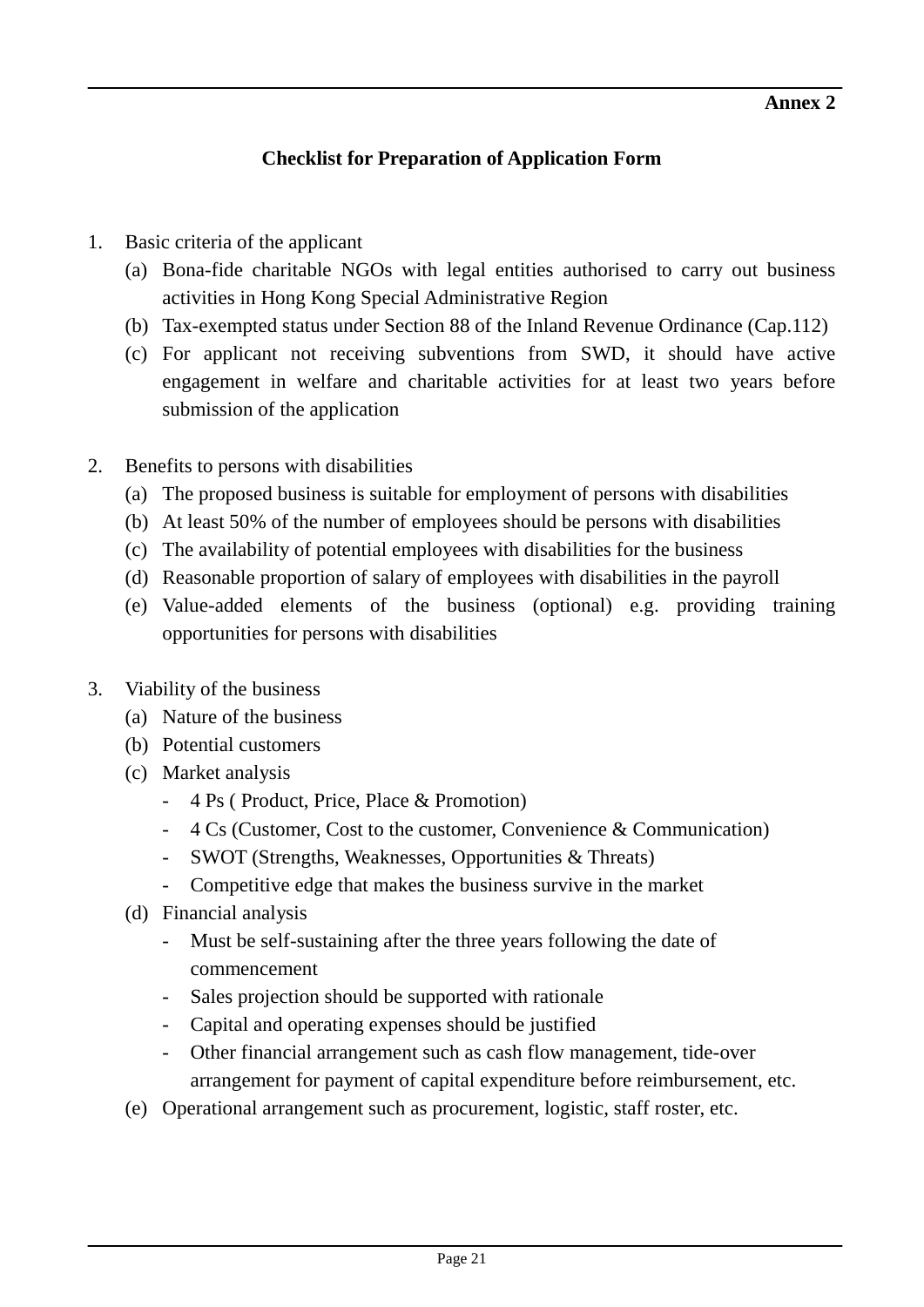**Annex 2**

## Checklist for Preparation of Application Form

1. Basic criteria of the applicant
   (a) Bona-fide charitable NGOs with legal entities authorised to carry out business activities in Hong Kong Special Administrative Region
   (b) Tax-exempted status under Section 88 of the Inland Revenue Ordinance (Cap.112)
   (c) For applicant not receiving subventions from SWD, it should have active engagement in welfare and charitable activities for at least two years before submission of the application

2. Benefits to persons with disabilities
   (a) The proposed business is suitable for employment of persons with disabilities
   (b) At least 50% of the number of employees should be persons with disabilities
   (c) The availability of potential employees with disabilities for the business
   (d) Reasonable proportion of salary of employees with disabilities in the payroll
   (e) Value-added elements of the business (optional) e.g. providing training opportunities for persons with disabilities

3. Viability of the business
   (a) Nature of the business
   (b) Potential customers
   (c) Market analysis
      - 4 Ps ( Product, Price, Place & Promotion)
      - 4 Cs (Customer, Cost to the customer, Convenience & Communication)
      - SWOT (Strengths, Weaknesses, Opportunities & Threats)
      - Competitive edge that makes the business survive in the market
   (d) Financial analysis
      - Must be self-sustaining after the three years following the date of commencement
      - Sales projection should be supported with rationale
      - Capital and operating expenses should be justified
      - Other financial arrangement such as cash flow management, tide-over arrangement for payment of capital expenditure before reimbursement, etc.
   (e) Operational arrangement such as procurement, logistic, staff roster, etc.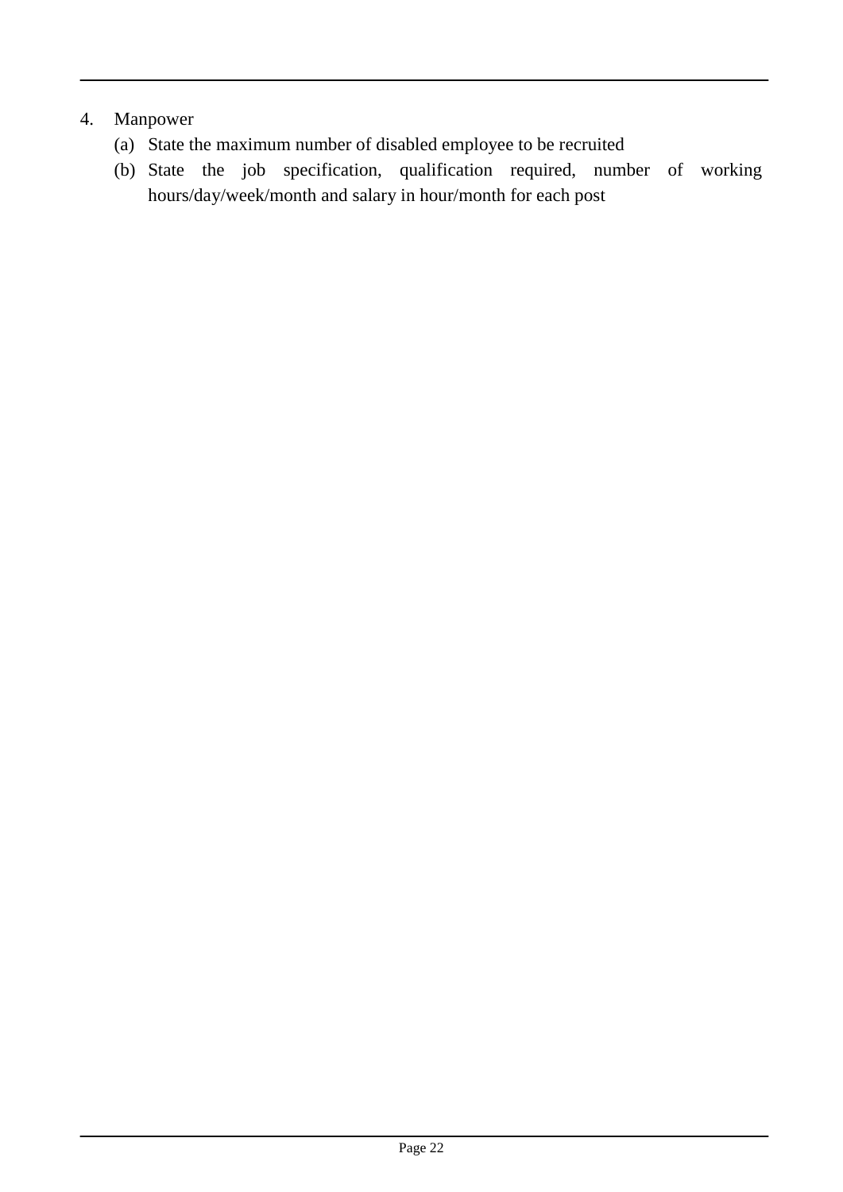4. Manpower
   (a) State the maximum number of disabled employee to be recruited
   (b) State the job specification, qualification required, number of working hours/day/week/month and salary in hour/month for each post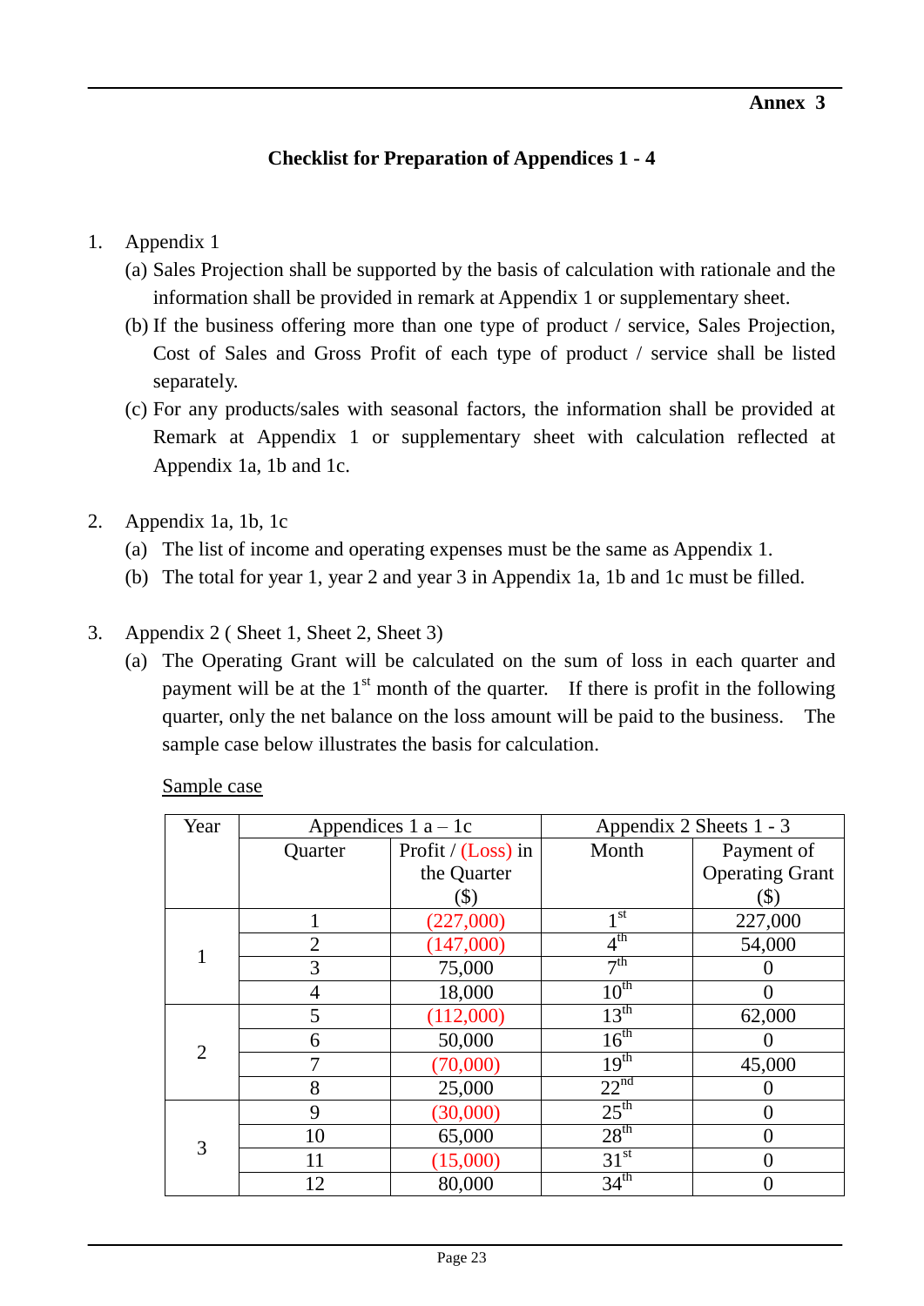**Annex 3**

## Checklist for Preparation of Appendices 1 - 4

1. Appendix 1
   (a) Sales Projection shall be supported by the basis of calculation with rationale and the information shall be provided in remark at Appendix 1 or supplementary sheet.
   (b) If the business offering more than one type of product / service, Sales Projection, Cost of Sales and Gross Profit of each type of product / service shall be listed separately.
   (c) For any products/sales with seasonal factors, the information shall be provided at Remark at Appendix 1 or supplementary sheet with calculation reflected at Appendix 1a, 1b and 1c.

2. Appendix 1a, 1b, 1c
   (a) The list of income and operating expenses must be the same as Appendix 1.
   (b) The total for year 1, year 2 and year 3 in Appendix 1a, 1b and 1c must be filled.

3. Appendix 2 ( Sheet 1, Sheet 2, Sheet 3)
   (a) The Operating Grant will be calculated on the sum of loss in each quarter and payment will be at the 1st month of the quarter. If there is profit in the following quarter, only the net balance on the loss amount will be paid to the business. The sample case below illustrates the basis for calculation.

Sample case

| Year | Appendices 1 a – 1c | | Appendix 2 Sheets 1 - 3 | |
|---|---|---|---|---|
| | Quarter | Profit / (Loss) in the Quarter ($) | Month | Payment of Operating Grant ($) |
| 1 | 1 | (227,000) | 1st | 227,000 |
| | 2 | (147,000) | 4th | 54,000 |
| | 3 | 75,000 | 7th | 0 |
| | 4 | 18,000 | 10th | 0 |
| 2 | 5 | (112,000) | 13th | 62,000 |
| | 6 | 50,000 | 16th | 0 |
| | 7 | (70,000) | 19th | 45,000 |
| | 8 | 25,000 | 22nd | 0 |
| 3 | 9 | (30,000) | 25th | 0 |
| | 10 | 65,000 | 28th | 0 |
| | 11 | (15,000) | 31st | 0 |
| | 12 | 80,000 | 34th | 0 |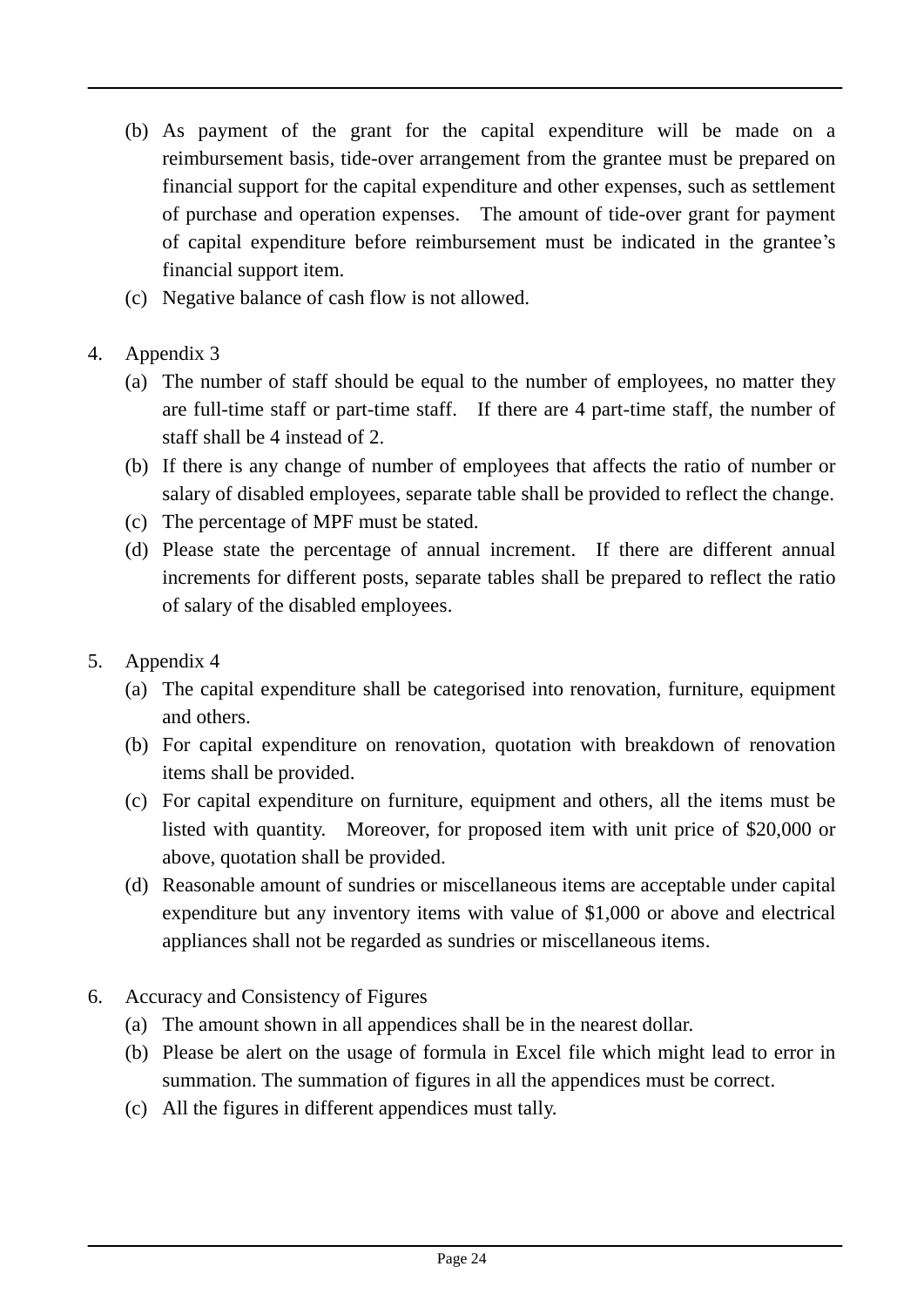(b) As payment of the grant for the capital expenditure will be made on a reimbursement basis, tide-over arrangement from the grantee must be prepared on financial support for the capital expenditure and other expenses, such as settlement of purchase and operation expenses. The amount of tide-over grant for payment of capital expenditure before reimbursement must be indicated in the grantee's financial support item.

(c) Negative balance of cash flow is not allowed.

4. Appendix 3
   - (a) The number of staff should be equal to the number of employees, no matter they are full-time staff or part-time staff. If there are 4 part-time staff, the number of staff shall be 4 instead of 2.
   - (b) If there is any change of number of employees that affects the ratio of number or salary of disabled employees, separate table shall be provided to reflect the change.
   - (c) The percentage of MPF must be stated.
   - (d) Please state the percentage of annual increment. If there are different annual increments for different posts, separate tables shall be prepared to reflect the ratio of salary of the disabled employees.

5. Appendix 4
   - (a) The capital expenditure shall be categorised into renovation, furniture, equipment and others.
   - (b) For capital expenditure on renovation, quotation with breakdown of renovation items shall be provided.
   - (c) For capital expenditure on furniture, equipment and others, all the items must be listed with quantity. Moreover, for proposed item with unit price of $20,000 or above, quotation shall be provided.
   - (d) Reasonable amount of sundries or miscellaneous items are acceptable under capital expenditure but any inventory items with value of $1,000 or above and electrical appliances shall not be regarded as sundries or miscellaneous items.

6. Accuracy and Consistency of Figures
   - (a) The amount shown in all appendices shall be in the nearest dollar.
   - (b) Please be alert on the usage of formula in Excel file which might lead to error in summation. The summation of figures in all the appendices must be correct.
   - (c) All the figures in different appendices must tally.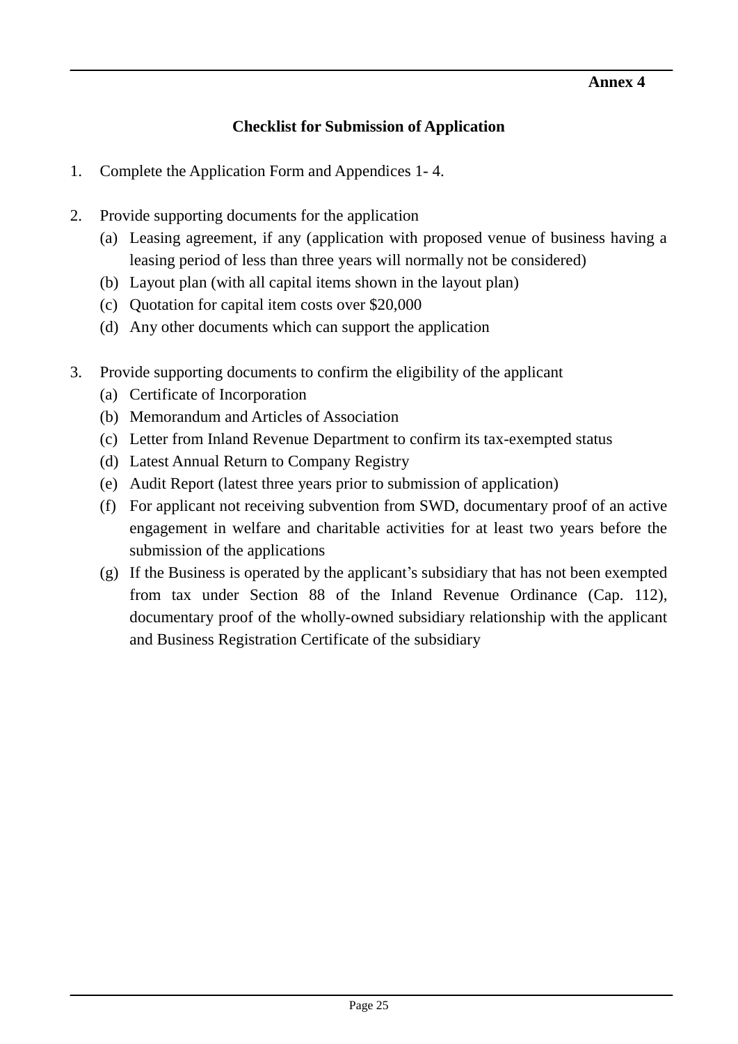**Annex 4**

## Checklist for Submission of Application

1. Complete the Application Form and Appendices 1- 4.

2. Provide supporting documents for the application
   - (a) Leasing agreement, if any (application with proposed venue of business having a leasing period of less than three years will normally not be considered)
   - (b) Layout plan (with all capital items shown in the layout plan)
   - (c) Quotation for capital item costs over $20,000
   - (d) Any other documents which can support the application

3. Provide supporting documents to confirm the eligibility of the applicant
   - (a) Certificate of Incorporation
   - (b) Memorandum and Articles of Association
   - (c) Letter from Inland Revenue Department to confirm its tax-exempted status
   - (d) Latest Annual Return to Company Registry
   - (e) Audit Report (latest three years prior to submission of application)
   - (f) For applicant not receiving subvention from SWD, documentary proof of an active engagement in welfare and charitable activities for at least two years before the submission of the applications
   - (g) If the Business is operated by the applicant's subsidiary that has not been exempted from tax under Section 88 of the Inland Revenue Ordinance (Cap. 112), documentary proof of the wholly-owned subsidiary relationship with the applicant and Business Registration Certificate of the subsidiary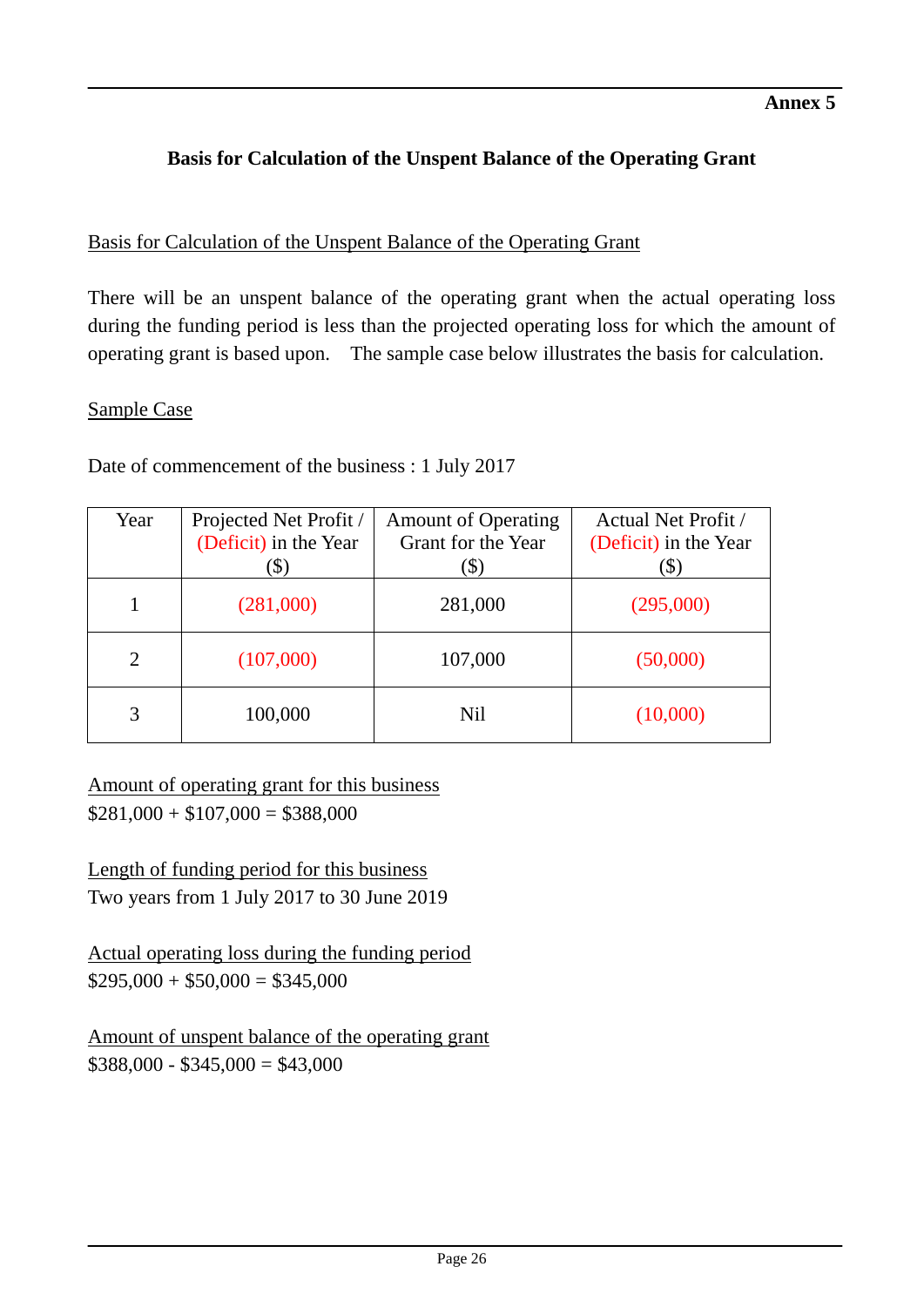**Annex 5**

## Basis for Calculation of the Unspent Balance of the Operating Grant

Basis for Calculation of the Unspent Balance of the Operating Grant

There will be an unspent balance of the operating grant when the actual operating loss during the funding period is less than the projected operating loss for which the amount of operating grant is based upon. The sample case below illustrates the basis for calculation.

Sample Case

Date of commencement of the business : 1 July 2017

| Year | Projected Net Profit / (Deficit) in the Year ($) | Amount of Operating Grant for the Year ($) | Actual Net Profit / (Deficit) in the Year ($) |
|---|---|---|---|
| 1 | (281,000) | 281,000 | (295,000) |
| 2 | (107,000) | 107,000 | (50,000) |
| 3 | 100,000 | Nil | (10,000) |

Amount of operating grant for this business
$281,000 + $107,000 = $388,000

Length of funding period for this business
Two years from 1 July 2017 to 30 June 2019

Actual operating loss during the funding period
$295,000 + $50,000 = $345,000

Amount of unspent balance of the operating grant
$388,000 - $345,000 = $43,000